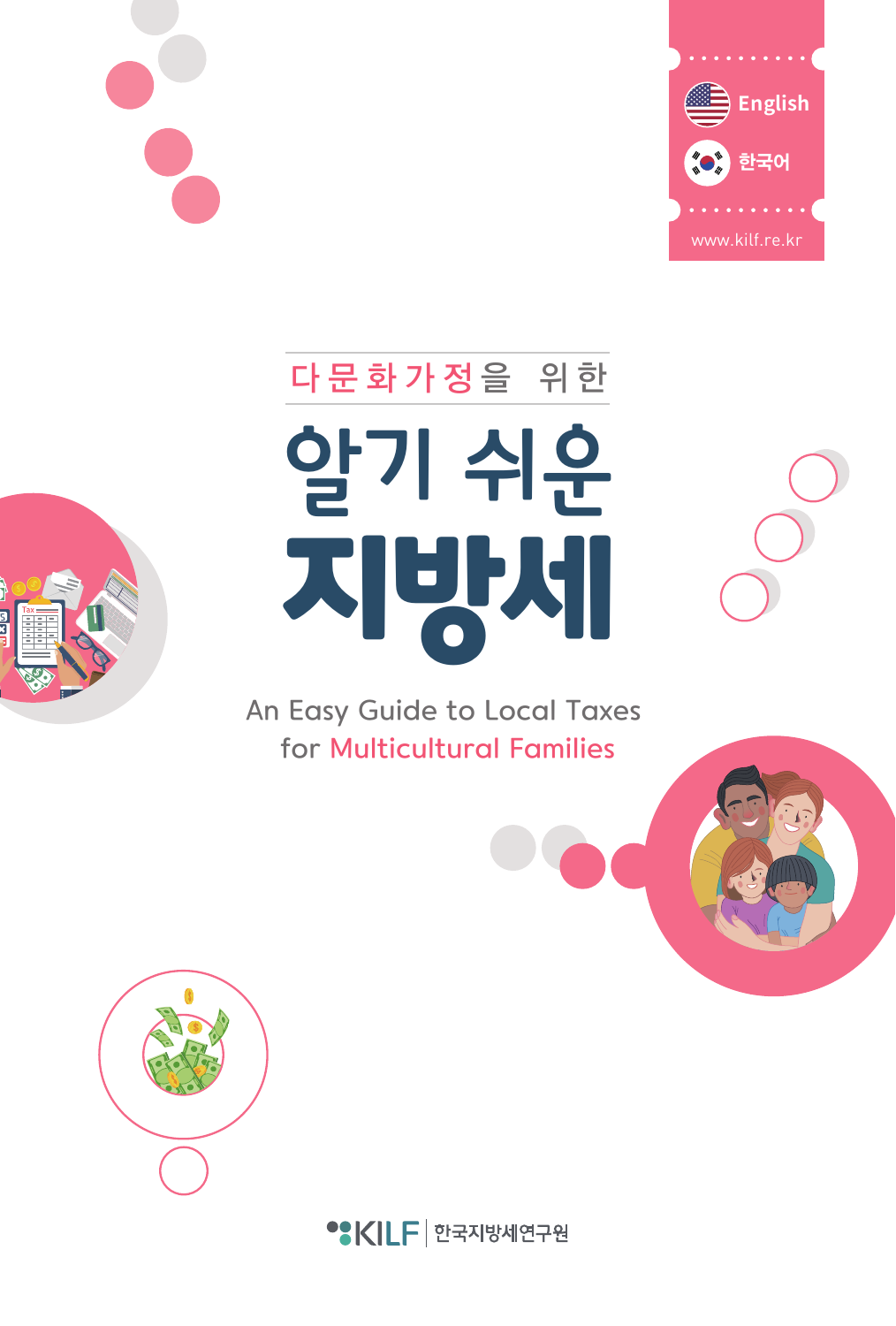English

한국어

www.kilf.re.kr

다문화가정을 위한

# 알기 쉬운 지방세

An Easy Guide to Local Taxes for Multicultural Families

KILF | 한국지방세연구원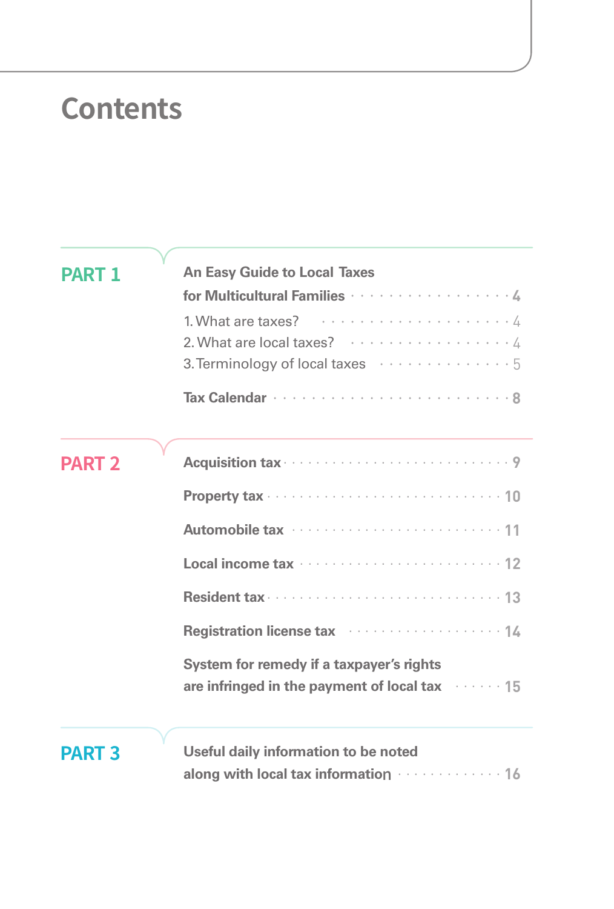# Contents

## PART 1

**An Easy Guide to Local Taxes for Multicultural Families** · · · · · · · · · · · · · · · · · · **4**

1. What are taxes? · · · · · · · · · · · · · · · · · · · · · 4
2. What are local taxes? · · · · · · · · · · · · · · · · · 4
3. Terminology of local taxes · · · · · · · · · · · · · · · 5

**Tax Calendar** · · · · · · · · · · · · · · · · · · · · · · · · · **8**

## PART 2

**Acquisition tax** · · · · · · · · · · · · · · · · · · · · · · · · · **9**

**Property tax** · · · · · · · · · · · · · · · · · · · · · · · · · · **10**

**Automobile tax** · · · · · · · · · · · · · · · · · · · · · · · · **11**

**Local income tax** · · · · · · · · · · · · · · · · · · · · · · · **12**

**Resident tax** · · · · · · · · · · · · · · · · · · · · · · · · · · **13**

**Registration license tax** · · · · · · · · · · · · · · · · · · **14**

**System for remedy if a taxpayer's rights are infringed in the payment of local tax** · · · · · · **15**

## PART 3

**Useful daily information to be noted along with local tax information** · · · · · · · · · · · · · **16**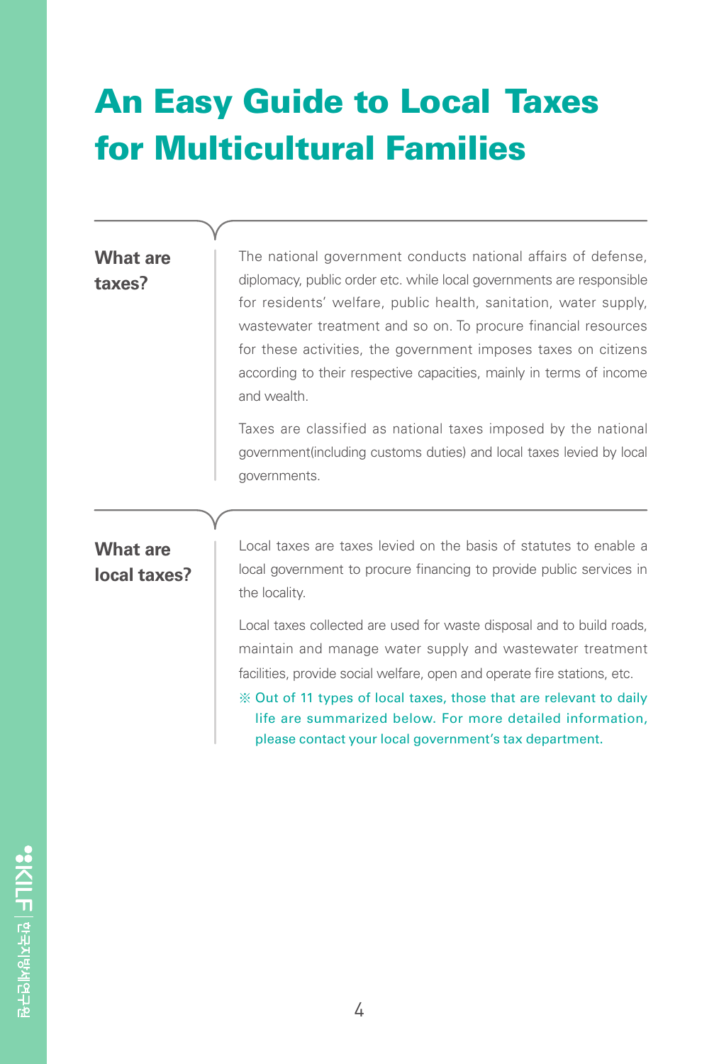# An Easy Guide to Local Taxes for Multicultural Families

## What are taxes?

The national government conducts national affairs of defense, diplomacy, public order etc. while local governments are responsible for residents' welfare, public health, sanitation, water supply, wastewater treatment and so on. To procure financial resources for these activities, the government imposes taxes on citizens according to their respective capacities, mainly in terms of income and wealth.

Taxes are classified as national taxes imposed by the national government(including customs duties) and local taxes levied by local governments.

## What are local taxes?

Local taxes are taxes levied on the basis of statutes to enable a local government to procure financing to provide public services in the locality.

Local taxes collected are used for waste disposal and to build roads, maintain and manage water supply and wastewater treatment facilities, provide social welfare, open and operate fire stations, etc.

※ Out of 11 types of local taxes, those that are relevant to daily life are summarized below. For more detailed information, please contact your local government's tax department.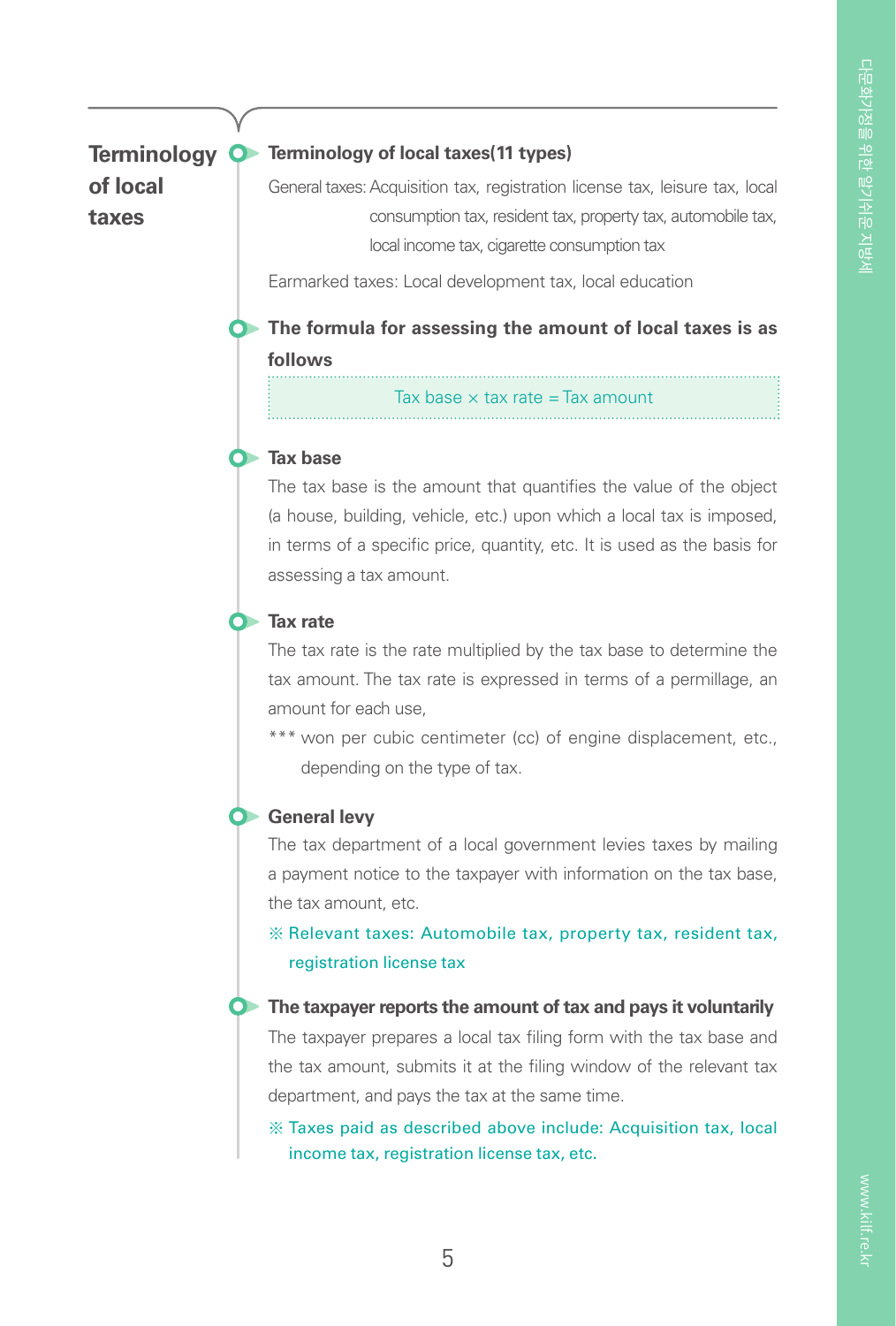## Terminology of local taxes

### Terminology of local taxes(11 types)

General taxes: Acquisition tax, registration license tax, leisure tax, local consumption tax, resident tax, property tax, automobile tax, local income tax, cigarette consumption tax

Earmarked taxes: Local development tax, local education

### The formula for assessing the amount of local taxes is as follows

Tax base × tax rate = Tax amount

### Tax base

The tax base is the amount that quantifies the value of the object (a house, building, vehicle, etc.) upon which a local tax is imposed, in terms of a specific price, quantity, etc. It is used as the basis for assessing a tax amount.

### Tax rate

The tax rate is the rate multiplied by the tax base to determine the tax amount. The tax rate is expressed in terms of a permillage, an amount for each use,

*** won per cubic centimeter (cc) of engine displacement, etc., depending on the type of tax.

### General levy

The tax department of a local government levies taxes by mailing a payment notice to the taxpayer with information on the tax base, the tax amount, etc.

※ Relevant taxes: Automobile tax, property tax, resident tax, registration license tax

### The taxpayer reports the amount of tax and pays it voluntarily

The taxpayer prepares a local tax filing form with the tax base and the tax amount, submits it at the filing window of the relevant tax department, and pays the tax at the same time.

※ Taxes paid as described above include: Acquisition tax, local income tax, registration license tax, etc.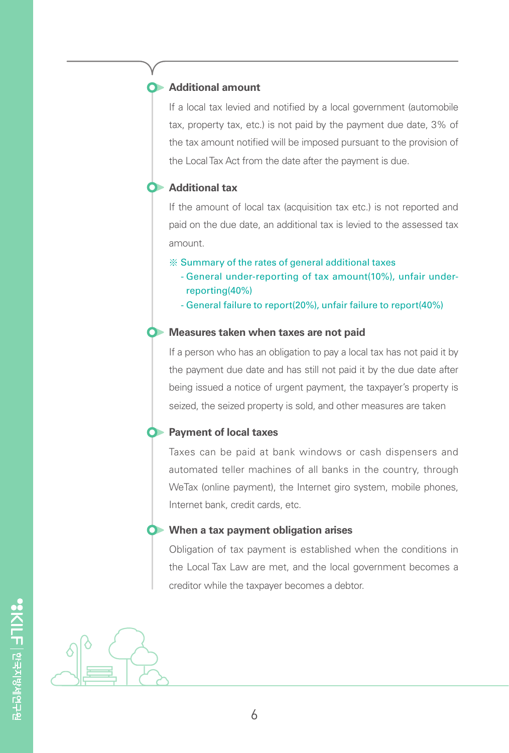### Additional amount

If a local tax levied and notified by a local government (automobile tax, property tax, etc.) is not paid by the payment due date, 3% of the tax amount notified will be imposed pursuant to the provision of the Local Tax Act from the date after the payment is due.

### Additional tax

If the amount of local tax (acquisition tax etc.) is not reported and paid on the due date, an additional tax is levied to the assessed tax amount.

※ Summary of the rates of general additional taxes
- General under-reporting of tax amount(10%), unfair under-reporting(40%)
- General failure to report(20%), unfair failure to report(40%)

### Measures taken when taxes are not paid

If a person who has an obligation to pay a local tax has not paid it by the payment due date and has still not paid it by the due date after being issued a notice of urgent payment, the taxpayer's property is seized, the seized property is sold, and other measures are taken

### Payment of local taxes

Taxes can be paid at bank windows or cash dispensers and automated teller machines of all banks in the country, through WeTax (online payment), the Internet giro system, mobile phones, Internet bank, credit cards, etc.

### When a tax payment obligation arises

Obligation of tax payment is established when the conditions in the Local Tax Law are met, and the local government becomes a creditor while the taxpayer becomes a debtor.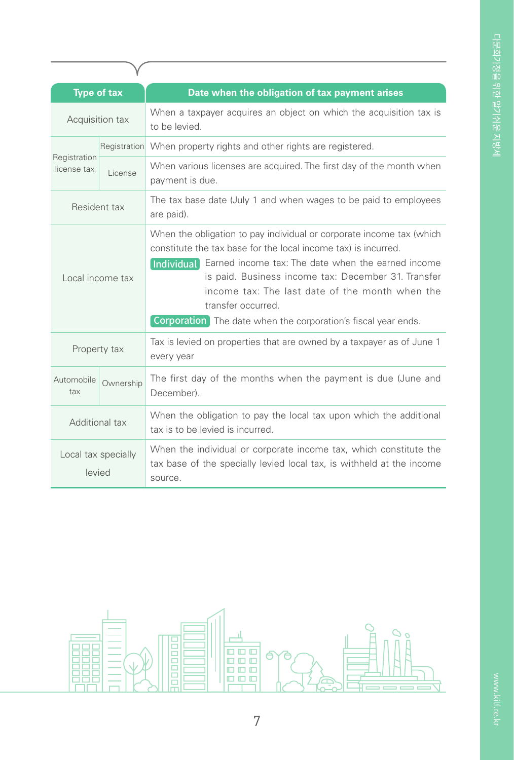| Type of tax | | Date when the obligation of tax payment arises |
|---|---|---|
| Acquisition tax | | When a taxpayer acquires an object on which the acquisition tax is to be levied. |
| Registration license tax | Registration | When property rights and other rights are registered. |
| | License | When various licenses are acquired. The first day of the month when payment is due. |
| Resident tax | | The tax base date (July 1 and when wages to be paid to employees are paid). |
| Local income tax | | When the obligation to pay individual or corporate income tax (which constitute the tax base for the local income tax) is incurred. **Individual** Earned income tax: The date when the earned income is paid. Business income tax: December 31. Transfer income tax: The last date of the month when the transfer occurred. **Corporation** The date when the corporation's fiscal year ends. |
| Property tax | | Tax is levied on properties that are owned by a taxpayer as of June 1 every year |
| Automobile tax | Ownership | The first day of the months when the payment is due (June and December). |
| Additional tax | | When the obligation to pay the local tax upon which the additional tax is to be levied is incurred. |
| Local tax specially levied | | When the individual or corporate income tax, which constitute the tax base of the specially levied local tax, is withheld at the income source. |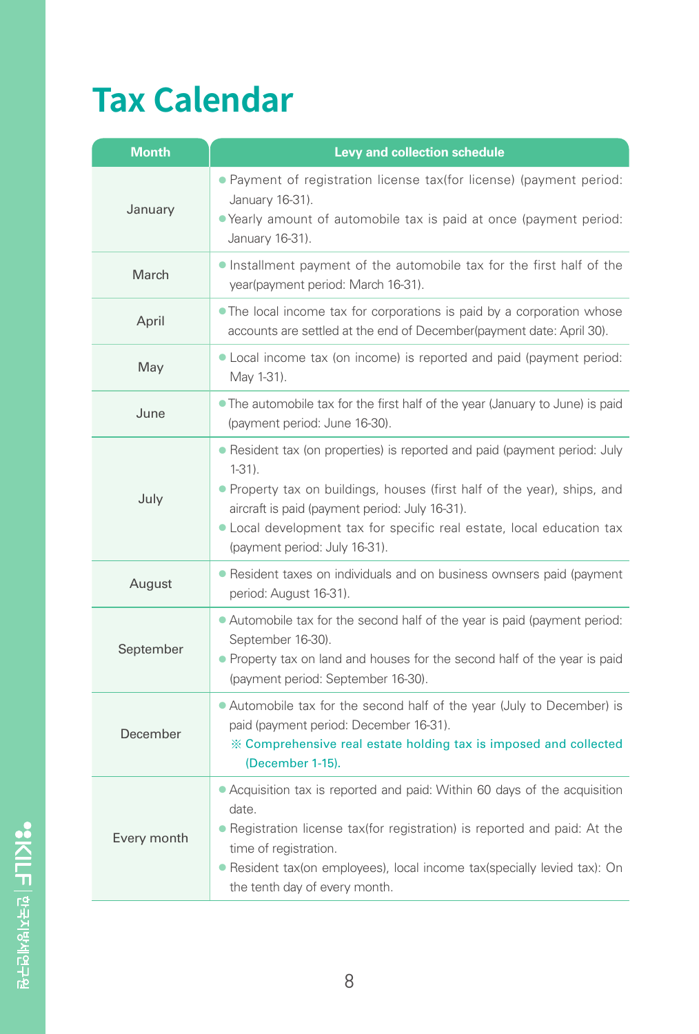# Tax Calendar

| Month | Levy and collection schedule |
|---|---|
| January | ● Payment of registration license tax(for license) (payment period: January 16-31).<br>● Yearly amount of automobile tax is paid at once (payment period: January 16-31). |
| March | ● Installment payment of the automobile tax for the first half of the year(payment period: March 16-31). |
| April | ● The local income tax for corporations is paid by a corporation whose accounts are settled at the end of December(payment date: April 30). |
| May | ● Local income tax (on income) is reported and paid (payment period: May 1-31). |
| June | ● The automobile tax for the first half of the year (January to June) is paid (payment period: June 16-30). |
| July | ● Resident tax (on properties) is reported and paid (payment period: July 1-31).<br>● Property tax on buildings, houses (first half of the year), ships, and aircraft is paid (payment period: July 16-31).<br>● Local development tax for specific real estate, local education tax (payment period: July 16-31). |
| August | ● Resident taxes on individuals and on business ownsers paid (payment period: August 16-31). |
| September | ● Automobile tax for the second half of the year is paid (payment period: September 16-30).<br>● Property tax on land and houses for the second half of the year is paid (payment period: September 16-30). |
| December | ● Automobile tax for the second half of the year (July to December) is paid (payment period: December 16-31).<br>※ Comprehensive real estate holding tax is imposed and collected (December 1-15). |
| Every month | ● Acquisition tax is reported and paid: Within 60 days of the acquisition date.<br>● Registration license tax(for registration) is reported and paid: At the time of registration.<br>● Resident tax(on employees), local income tax(specially levied tax): On the tenth day of every month. |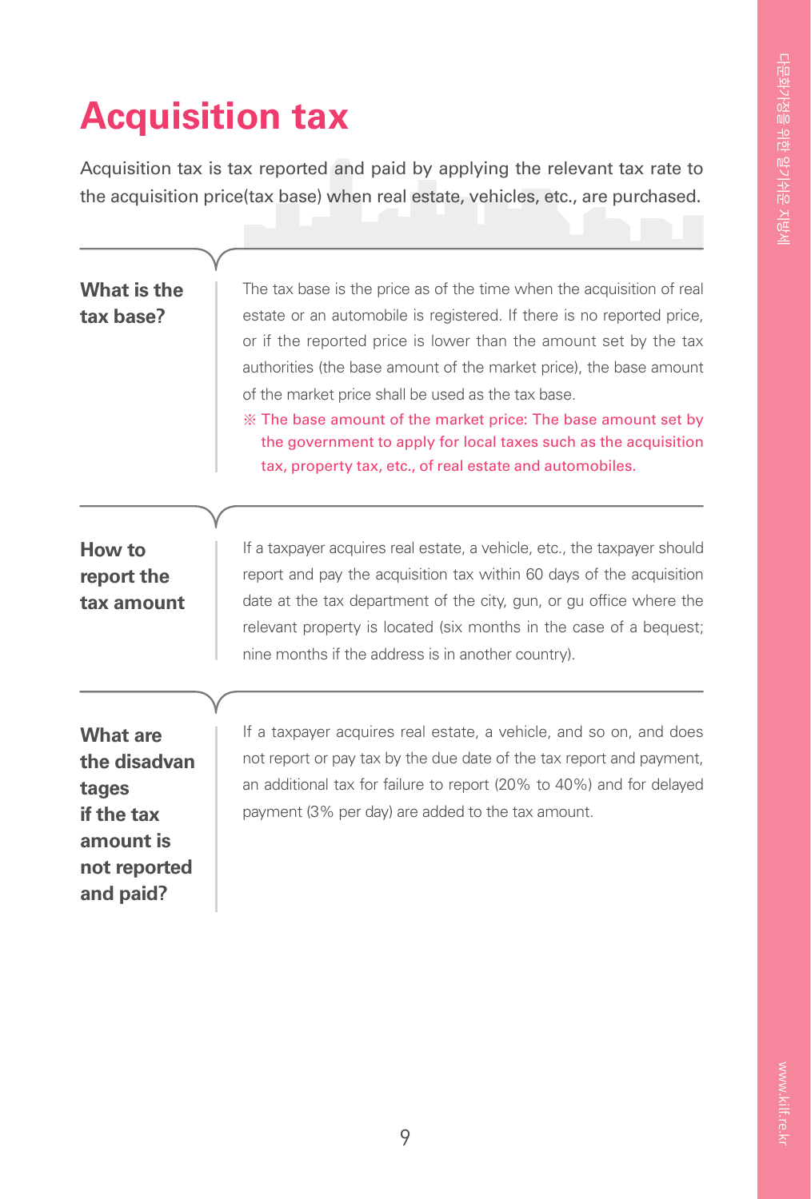# Acquisition tax

Acquisition tax is tax reported and paid by applying the relevant tax rate to the acquisition price(tax base) when real estate, vehicles, etc., are purchased.

## What is the tax base?

The tax base is the price as of the time when the acquisition of real estate or an automobile is registered. If there is no reported price, or if the reported price is lower than the amount set by the tax authorities (the base amount of the market price), the base amount of the market price shall be used as the tax base.

※ The base amount of the market price: The base amount set by the government to apply for local taxes such as the acquisition tax, property tax, etc., of real estate and automobiles.

## How to report the tax amount

If a taxpayer acquires real estate, a vehicle, etc., the taxpayer should report and pay the acquisition tax within 60 days of the acquisition date at the tax department of the city, gun, or gu office where the relevant property is located (six months in the case of a bequest; nine months if the address is in another country).

## What are the disadvantages if the tax amount is not reported and paid?

If a taxpayer acquires real estate, a vehicle, and so on, and does not report or pay tax by the due date of the tax report and payment, an additional tax for failure to report (20% to 40%) and for delayed payment (3% per day) are added to the tax amount.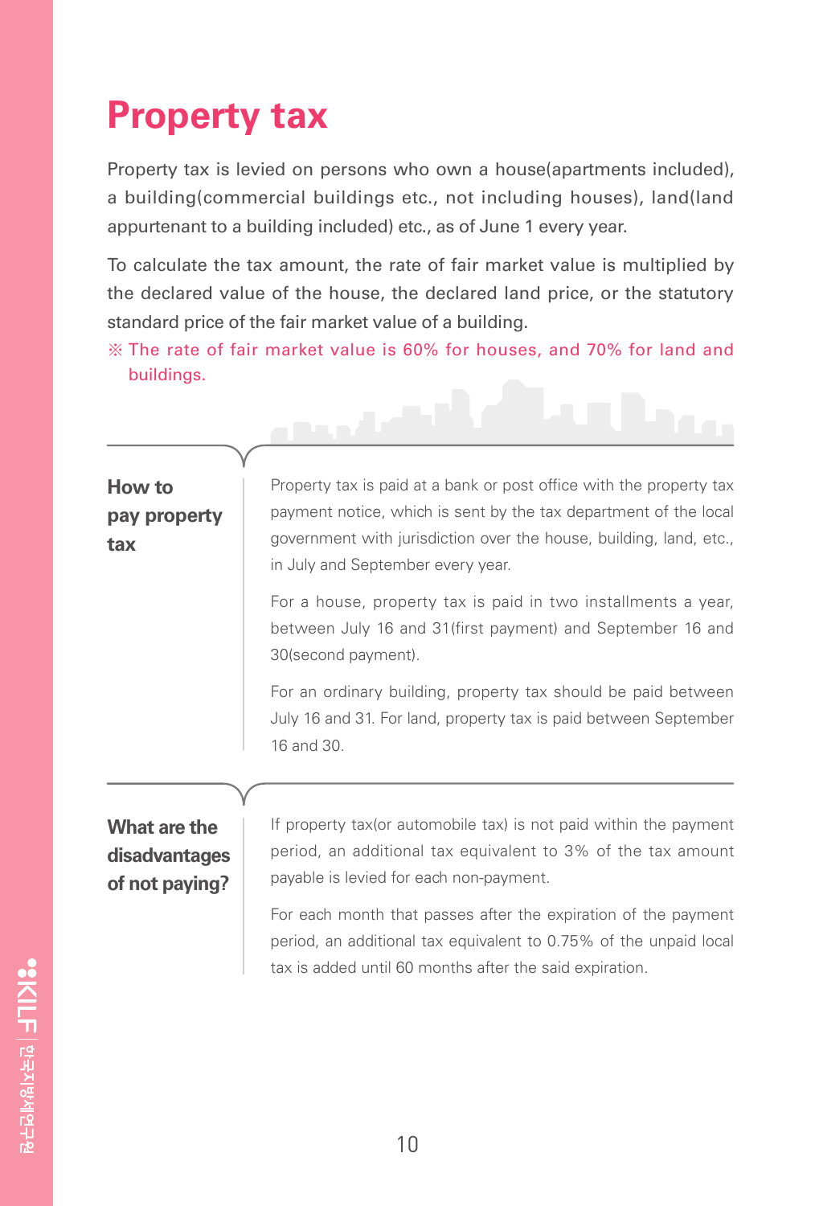# Property tax

Property tax is levied on persons who own a house(apartments included), a building(commercial buildings etc., not including houses), land(land appurtenant to a building included) etc., as of June 1 every year.

To calculate the tax amount, the rate of fair market value is multiplied by the declared value of the house, the declared land price, or the statutory standard price of the fair market value of a building.

※ The rate of fair market value is 60% for houses, and 70% for land and buildings.

## How to pay property tax

Property tax is paid at a bank or post office with the property tax payment notice, which is sent by the tax department of the local government with jurisdiction over the house, building, land, etc., in July and September every year.

For a house, property tax is paid in two installments a year, between July 16 and 31(first payment) and September 16 and 30(second payment).

For an ordinary building, property tax should be paid between July 16 and 31. For land, property tax is paid between September 16 and 30.

## What are the disadvantages of not paying?

If property tax(or automobile tax) is not paid within the payment period, an additional tax equivalent to 3% of the tax amount payable is levied for each non-payment.

For each month that passes after the expiration of the payment period, an additional tax equivalent to 0.75% of the unpaid local tax is added until 60 months after the said expiration.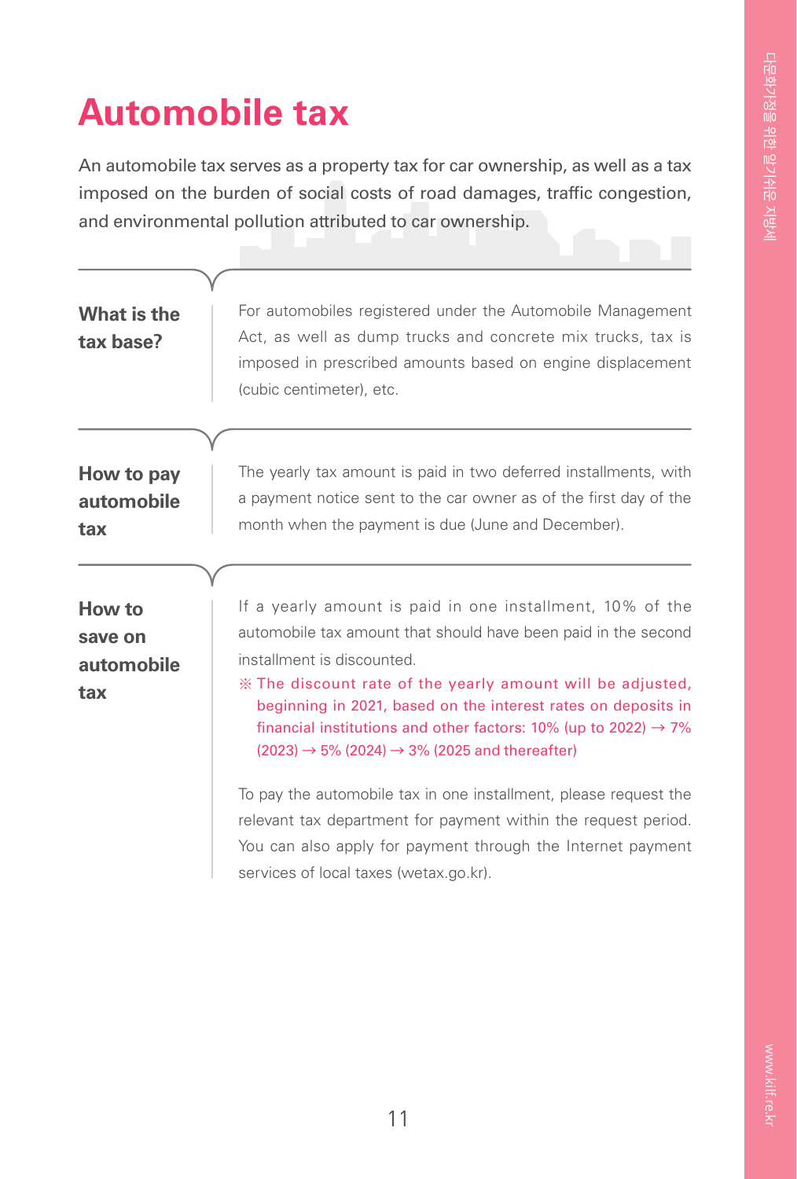# Automobile tax

An automobile tax serves as a property tax for car ownership, as well as a tax imposed on the burden of social costs of road damages, traffic congestion, and environmental pollution attributed to car ownership.

**What is the tax base?**

For automobiles registered under the Automobile Management Act, as well as dump trucks and concrete mix trucks, tax is imposed in prescribed amounts based on engine displacement (cubic centimeter), etc.

**How to pay automobile tax**

The yearly tax amount is paid in two deferred installments, with a payment notice sent to the car owner as of the first day of the month when the payment is due (June and December).

**How to save on automobile tax**

If a yearly amount is paid in one installment, 10% of the automobile tax amount that should have been paid in the second installment is discounted.

※ The discount rate of the yearly amount will be adjusted, beginning in 2021, based on the interest rates on deposits in financial institutions and other factors: 10% (up to 2022) → 7% (2023) → 5% (2024) → 3% (2025 and thereafter)

To pay the automobile tax in one installment, please request the relevant tax department for payment within the request period. You can also apply for payment through the Internet payment services of local taxes (wetax.go.kr).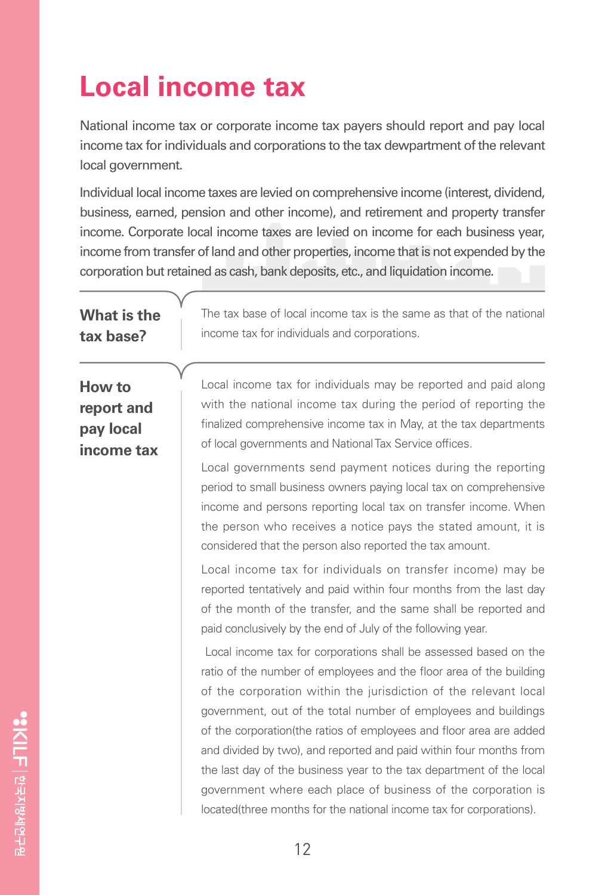# Local income tax

National income tax or corporate income tax payers should report and pay local income tax for individuals and corporations to the tax dewpartment of the relevant local government.

Individual local income taxes are levied on comprehensive income (interest, dividend, business, earned, pension and other income), and retirement and property transfer income. Corporate local income taxes are levied on income for each business year, income from transfer of land and other properties, income that is not expended by the corporation but retained as cash, bank deposits, etc., and liquidation income.

## What is the tax base?

The tax base of local income tax is the same as that of the national income tax for individuals and corporations.

## How to report and pay local income tax

Local income tax for individuals may be reported and paid along with the national income tax during the period of reporting the finalized comprehensive income tax in May, at the tax departments of local governments and National Tax Service offices.

Local governments send payment notices during the reporting period to small business owners paying local tax on comprehensive income and persons reporting local tax on transfer income. When the person who receives a notice pays the stated amount, it is considered that the person also reported the tax amount.

Local income tax for individuals on transfer income) may be reported tentatively and paid within four months from the last day of the month of the transfer, and the same shall be reported and paid conclusively by the end of July of the following year.

Local income tax for corporations shall be assessed based on the ratio of the number of employees and the floor area of the building of the corporation within the jurisdiction of the relevant local government, out of the total number of employees and buildings of the corporation(the ratios of employees and floor area are added and divided by two), and reported and paid within four months from the last day of the business year to the tax department of the local government where each place of business of the corporation is located(three months for the national income tax for corporations).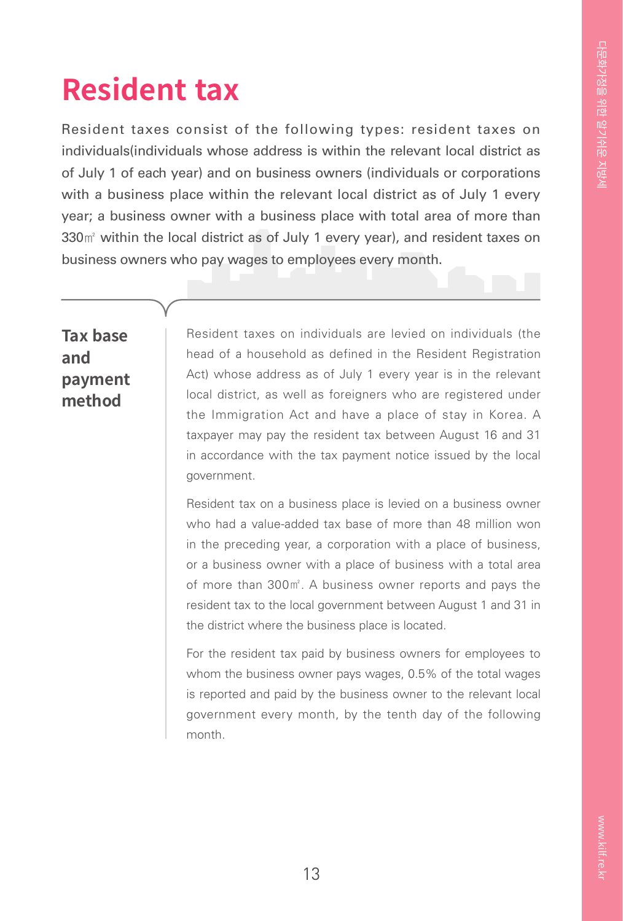# Resident tax

Resident taxes consist of the following types: resident taxes on individuals(individuals whose address is within the relevant local district as of July 1 of each year) and on business owners (individuals or corporations with a business place within the relevant local district as of July 1 every year; a business owner with a business place with total area of more than 330㎡ within the local district as of July 1 every year), and resident taxes on business owners who pay wages to employees every month.

## Tax base and payment method

Resident taxes on individuals are levied on individuals (the head of a household as defined in the Resident Registration Act) whose address as of July 1 every year is in the relevant local district, as well as foreigners who are registered under the Immigration Act and have a place of stay in Korea. A taxpayer may pay the resident tax between August 16 and 31 in accordance with the tax payment notice issued by the local government.

Resident tax on a business place is levied on a business owner who had a value-added tax base of more than 48 million won in the preceding year, a corporation with a place of business, or a business owner with a place of business with a total area of more than 300㎡. A business owner reports and pays the resident tax to the local government between August 1 and 31 in the district where the business place is located.

For the resident tax paid by business owners for employees to whom the business owner pays wages, 0.5% of the total wages is reported and paid by the business owner to the relevant local government every month, by the tenth day of the following month.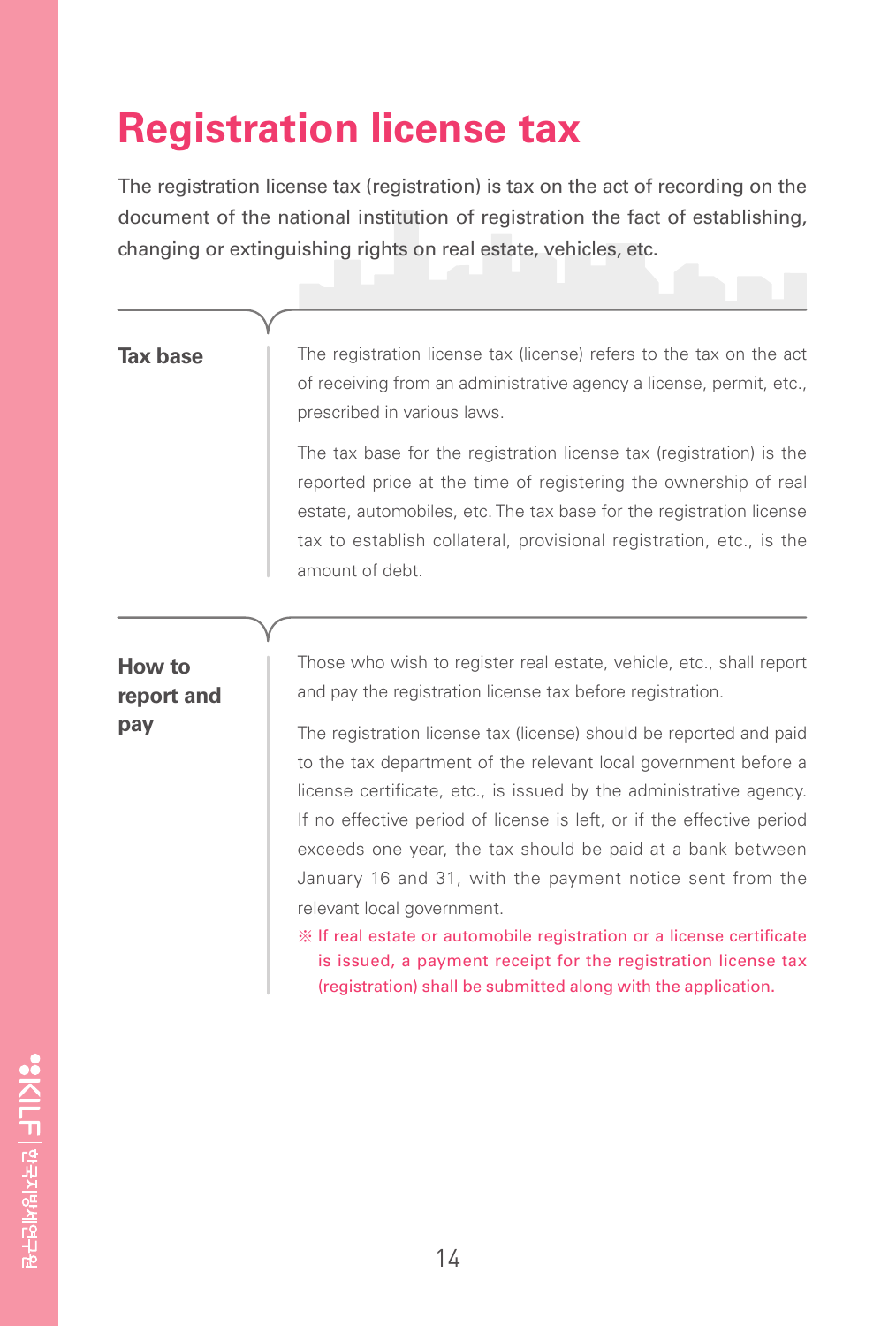# Registration license tax

The registration license tax (registration) is tax on the act of recording on the document of the national institution of registration the fact of establishing, changing or extinguishing rights on real estate, vehicles, etc.

## Tax base

The registration license tax (license) refers to the tax on the act of receiving from an administrative agency a license, permit, etc., prescribed in various laws.

The tax base for the registration license tax (registration) is the reported price at the time of registering the ownership of real estate, automobiles, etc. The tax base for the registration license tax to establish collateral, provisional registration, etc., is the amount of debt.

## How to report and pay

Those who wish to register real estate, vehicle, etc., shall report and pay the registration license tax before registration.

The registration license tax (license) should be reported and paid to the tax department of the relevant local government before a license certificate, etc., is issued by the administrative agency. If no effective period of license is left, or if the effective period exceeds one year, the tax should be paid at a bank between January 16 and 31, with the payment notice sent from the relevant local government.

※ If real estate or automobile registration or a license certificate is issued, a payment receipt for the registration license tax (registration) shall be submitted along with the application.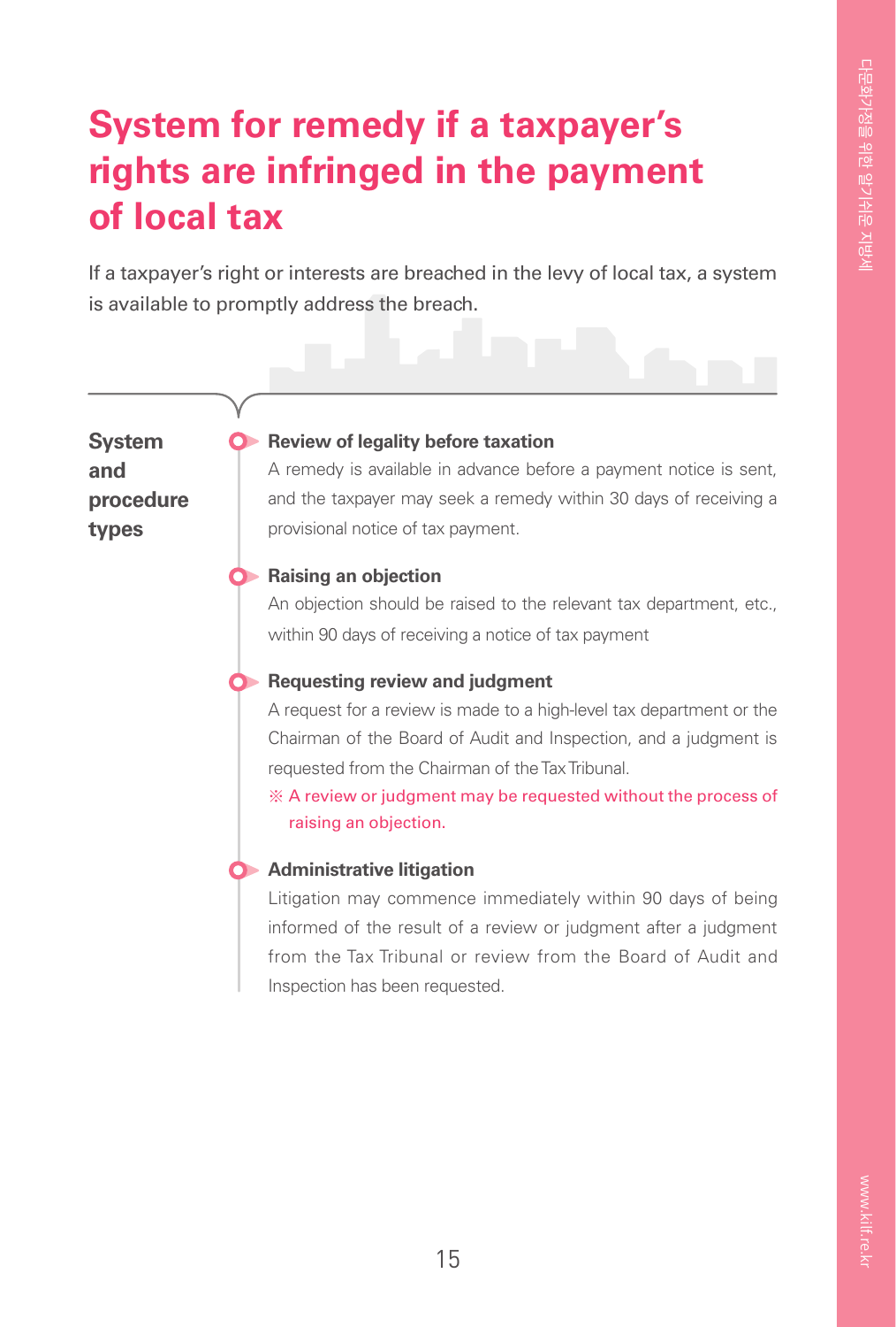# System for remedy if a taxpayer's rights are infringed in the payment of local tax

If a taxpayer's right or interests are breached in the levy of local tax, a system is available to promptly address the breach.

## System and procedure types

### Review of legality before taxation

A remedy is available in advance before a payment notice is sent, and the taxpayer may seek a remedy within 30 days of receiving a provisional notice of tax payment.

### Raising an objection

An objection should be raised to the relevant tax department, etc., within 90 days of receiving a notice of tax payment

### Requesting review and judgment

A request for a review is made to a high-level tax department or the Chairman of the Board of Audit and Inspection, and a judgment is requested from the Chairman of the Tax Tribunal.

※ A review or judgment may be requested without the process of raising an objection.

### Administrative litigation

Litigation may commence immediately within 90 days of being informed of the result of a review or judgment after a judgment from the Tax Tribunal or review from the Board of Audit and Inspection has been requested.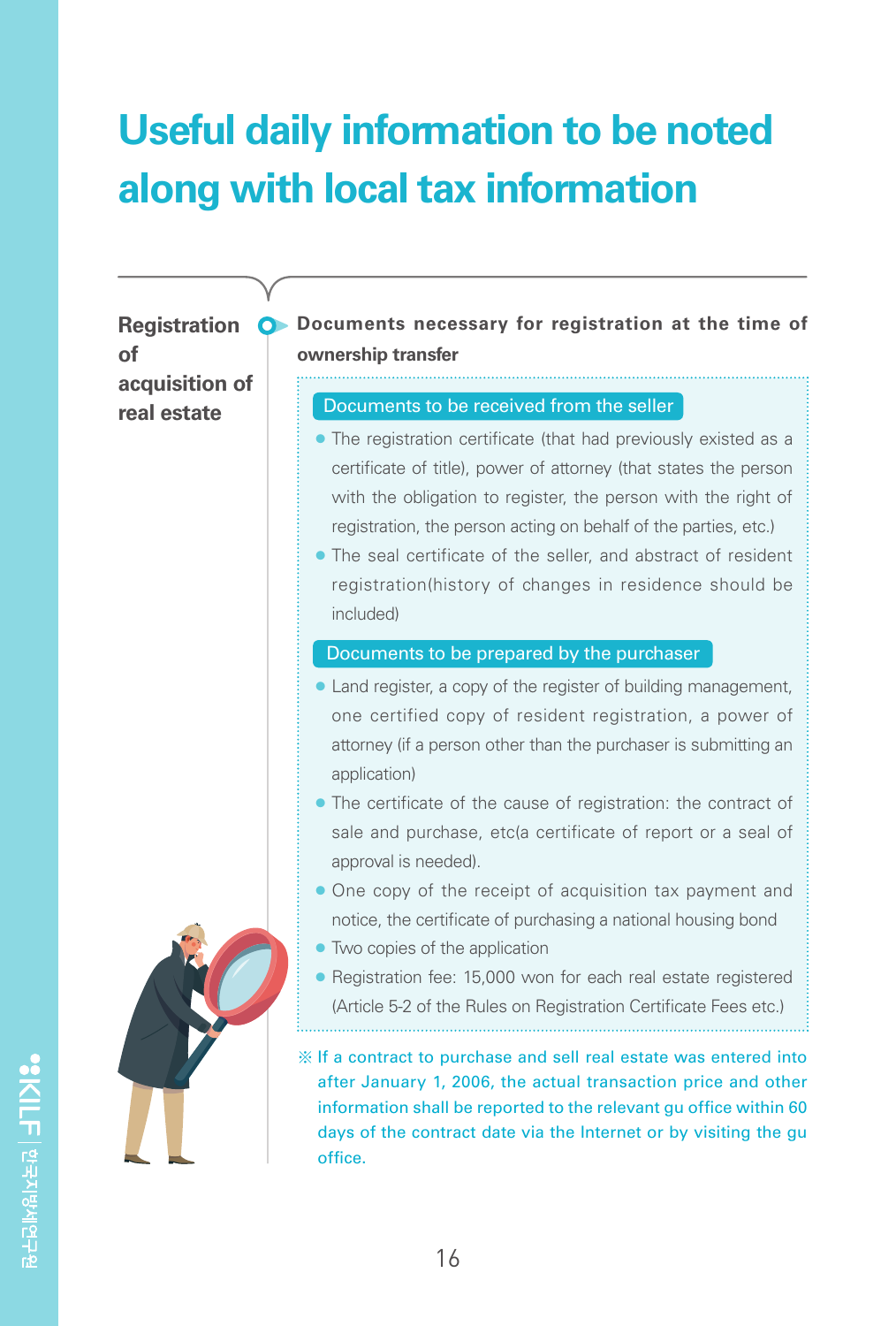# Useful daily information to be noted along with local tax information

## Registration of acquisition of real estate

### Documents necessary for registration at the time of ownership transfer

**Documents to be received from the seller**

- The registration certificate (that had previously existed as a certificate of title), power of attorney (that states the person with the obligation to register, the person with the right of registration, the person acting on behalf of the parties, etc.)
- The seal certificate of the seller, and abstract of resident registration(history of changes in residence should be included)

**Documents to be prepared by the purchaser**

- Land register, a copy of the register of building management, one certified copy of resident registration, a power of attorney (if a person other than the purchaser is submitting an application)
- The certificate of the cause of registration: the contract of sale and purchase, etc(a certificate of report or a seal of approval is needed).
- One copy of the receipt of acquisition tax payment and notice, the certificate of purchasing a national housing bond
- Two copies of the application
- Registration fee: 15,000 won for each real estate registered (Article 5-2 of the Rules on Registration Certificate Fees etc.)

※ If a contract to purchase and sell real estate was entered into after January 1, 2006, the actual transaction price and other information shall be reported to the relevant gu office within 60 days of the contract date via the Internet or by visiting the gu office.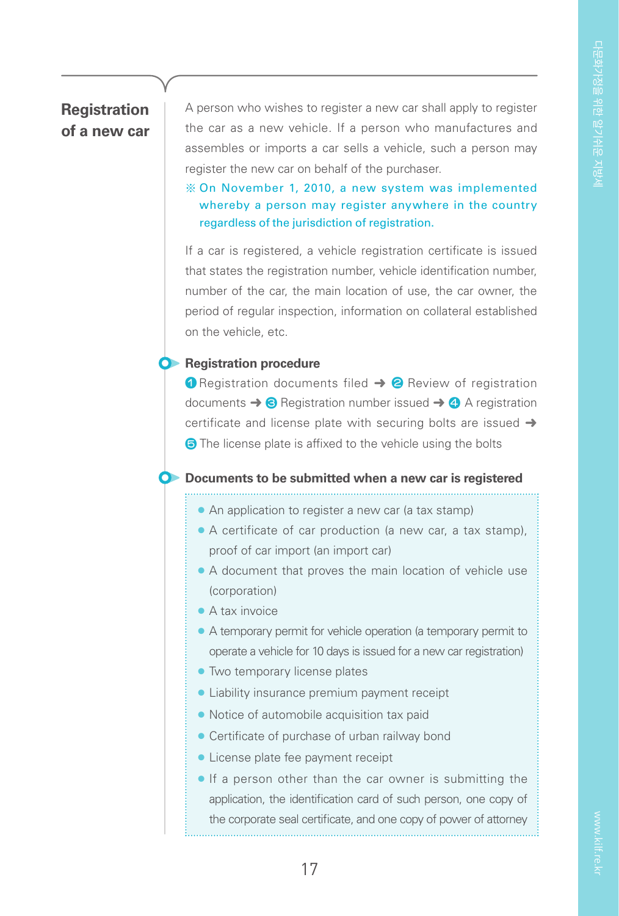## Registration of a new car

A person who wishes to register a new car shall apply to register the car as a new vehicle. If a person who manufactures and assembles or imports a car sells a vehicle, such a person may register the new car on behalf of the purchaser.

※ On November 1, 2010, a new system was implemented whereby a person may register anywhere in the country regardless of the jurisdiction of registration.

If a car is registered, a vehicle registration certificate is issued that states the registration number, vehicle identification number, number of the car, the main location of use, the car owner, the period of regular inspection, information on collateral established on the vehicle, etc.

### Registration procedure

❶ Registration documents filed ➜ ❷ Review of registration documents ➜ ❸ Registration number issued ➜ ❹ A registration certificate and license plate with securing bolts are issued ➜ ❺ The license plate is affixed to the vehicle using the bolts

### Documents to be submitted when a new car is registered

- An application to register a new car (a tax stamp)
- A certificate of car production (a new car, a tax stamp), proof of car import (an import car)
- A document that proves the main location of vehicle use (corporation)
- A tax invoice
- A temporary permit for vehicle operation (a temporary permit to operate a vehicle for 10 days is issued for a new car registration)
- Two temporary license plates
- Liability insurance premium payment receipt
- Notice of automobile acquisition tax paid
- Certificate of purchase of urban railway bond
- License plate fee payment receipt
- If a person other than the car owner is submitting the application, the identification card of such person, one copy of the corporate seal certificate, and one copy of power of attorney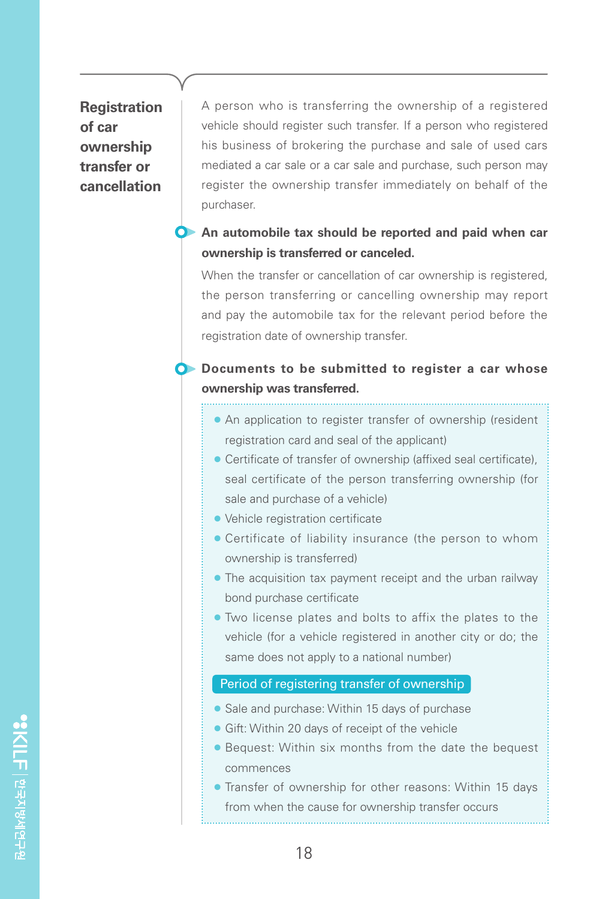## Registration of car ownership transfer or cancellation

A person who is transferring the ownership of a registered vehicle should register such transfer. If a person who registered his business of brokering the purchase and sale of used cars mediated a car sale or a car sale and purchase, such person may register the ownership transfer immediately on behalf of the purchaser.

### An automobile tax should be reported and paid when car ownership is transferred or canceled.

When the transfer or cancellation of car ownership is registered, the person transferring or cancelling ownership may report and pay the automobile tax for the relevant period before the registration date of ownership transfer.

### Documents to be submitted to register a car whose ownership was transferred.

- An application to register transfer of ownership (resident registration card and seal of the applicant)
- Certificate of transfer of ownership (affixed seal certificate), seal certificate of the person transferring ownership (for sale and purchase of a vehicle)
- Vehicle registration certificate
- Certificate of liability insurance (the person to whom ownership is transferred)
- The acquisition tax payment receipt and the urban railway bond purchase certificate
- Two license plates and bolts to affix the plates to the vehicle (for a vehicle registered in another city or do; the same does not apply to a national number)

**Period of registering transfer of ownership**

- Sale and purchase: Within 15 days of purchase
- Gift: Within 20 days of receipt of the vehicle
- Bequest: Within six months from the date the bequest commences
- Transfer of ownership for other reasons: Within 15 days from when the cause for ownership transfer occurs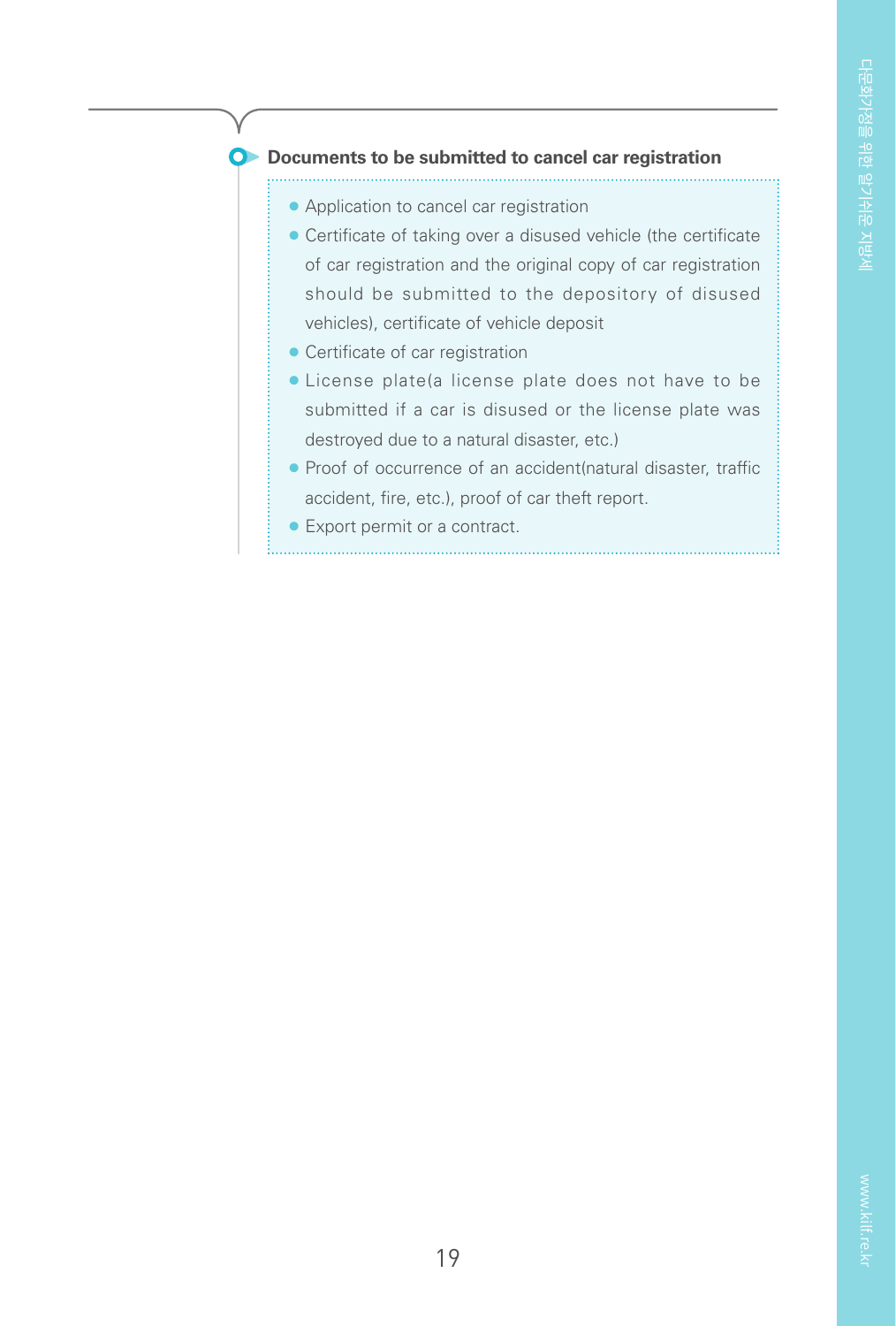### Documents to be submitted to cancel car registration

- Application to cancel car registration
- Certificate of taking over a disused vehicle (the certificate of car registration and the original copy of car registration should be submitted to the depository of disused vehicles), certificate of vehicle deposit
- Certificate of car registration
- License plate(a license plate does not have to be submitted if a car is disused or the license plate was destroyed due to a natural disaster, etc.)
- Proof of occurrence of an accident(natural disaster, traffic accident, fire, etc.), proof of car theft report.
- Export permit or a contract.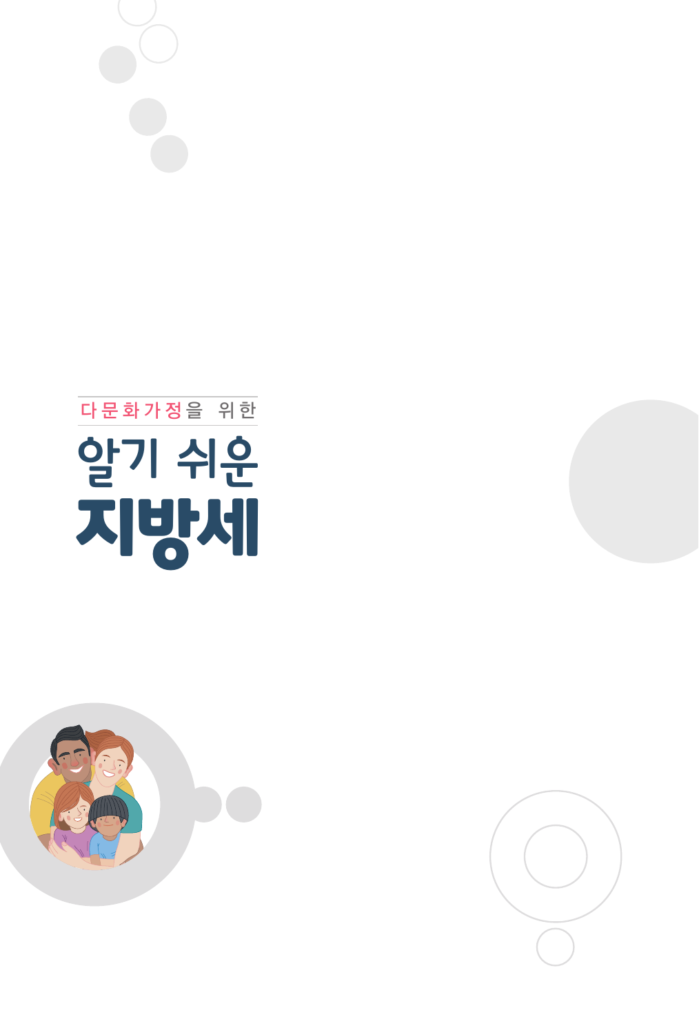다문화가정을 위한

# 알기 쉬운 지방세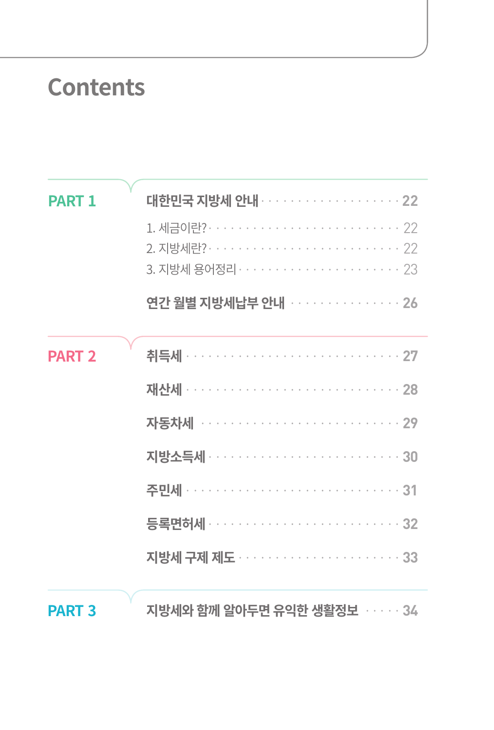# Contents

## PART 1

**대한민국 지방세 안내** · · · · · · · · · · · · · · · · · · · · 22

1. 세금이란? · · · · · · · · · · · · · · · · · · · · · · · · 22
2. 지방세란? · · · · · · · · · · · · · · · · · · · · · · · · 22
3. 지방세 용어정리 · · · · · · · · · · · · · · · · · · · · · 23

**연간 월별 지방세납부 안내** · · · · · · · · · · · · · · · 26

## PART 2

**취득세** · · · · · · · · · · · · · · · · · · · · · · · · · · · 27

**재산세** · · · · · · · · · · · · · · · · · · · · · · · · · · · 28

**자동차세** · · · · · · · · · · · · · · · · · · · · · · · · · · 29

**지방소득세** · · · · · · · · · · · · · · · · · · · · · · · · · 30

**주민세** · · · · · · · · · · · · · · · · · · · · · · · · · · · 31

**등록면허세** · · · · · · · · · · · · · · · · · · · · · · · · · 32

**지방세 구제 제도** · · · · · · · · · · · · · · · · · · · · · 33

## PART 3

**지방세와 함께 알아두면 유익한 생활정보** · · · · · 34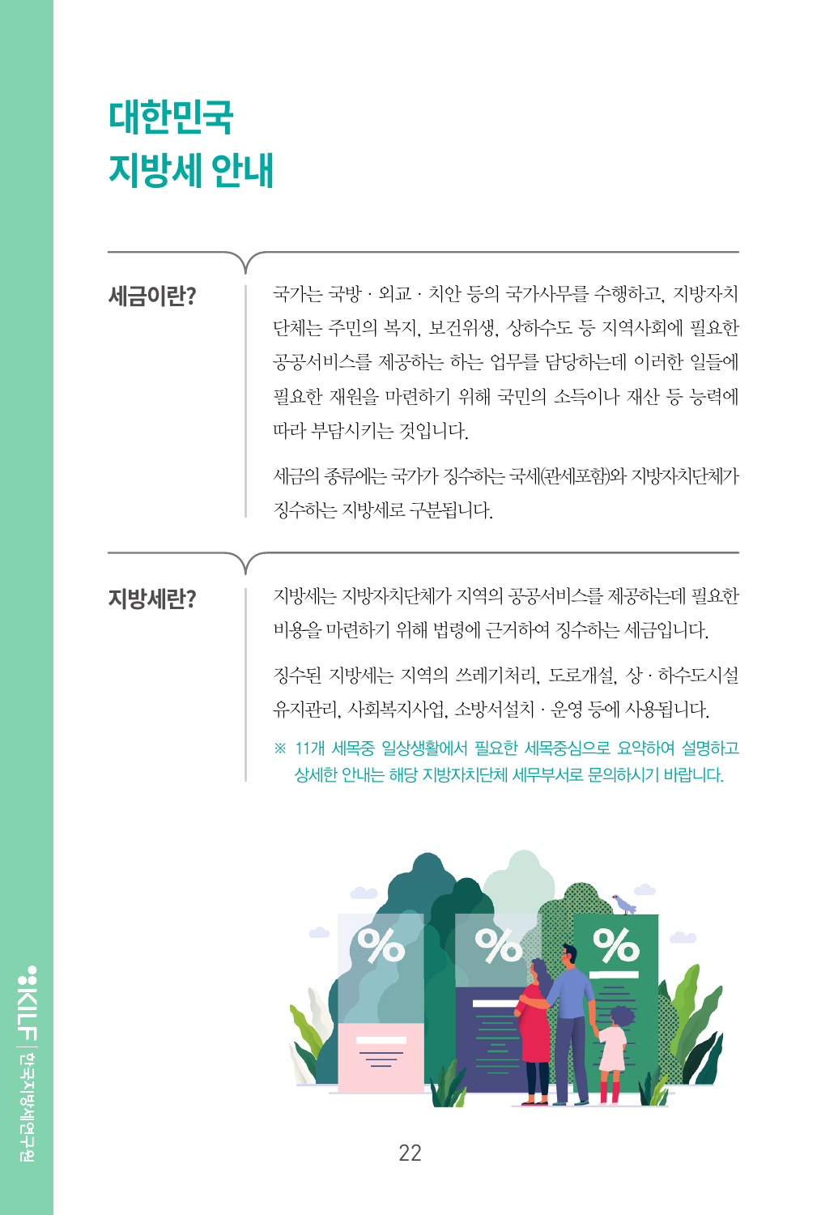# 대한민국 지방세 안내

## 세금이란?

국가는 국방 · 외교 · 치안 등의 국가사무를 수행하고, 지방자치단체는 주민의 복지, 보건위생, 상하수도 등 지역사회에 필요한 공공서비스를 제공하는 하는 업무를 담당하는데 이러한 일들에 필요한 재원을 마련하기 위해 국민의 소득이나 재산 등 능력에 따라 부담시키는 것입니다.

세금의 종류에는 국가가 징수하는 국세(관세포함)와 지방자치단체가 징수하는 지방세로 구분됩니다.

## 지방세란?

지방세는 지방자치단체가 지역의 공공서비스를 제공하는데 필요한 비용을 마련하기 위해 법령에 근거하여 징수하는 세금입니다.

징수된 지방세는 지역의 쓰레기처리, 도로개설, 상 · 하수도시설 유지관리, 사회복지사업, 소방서설치 · 운영 등에 사용됩니다.

※ 11개 세목중 일상생활에서 필요한 세목중심으로 요약하여 설명하고 상세한 안내는 해당 지방자치단체 세무부서로 문의하시기 바랍니다.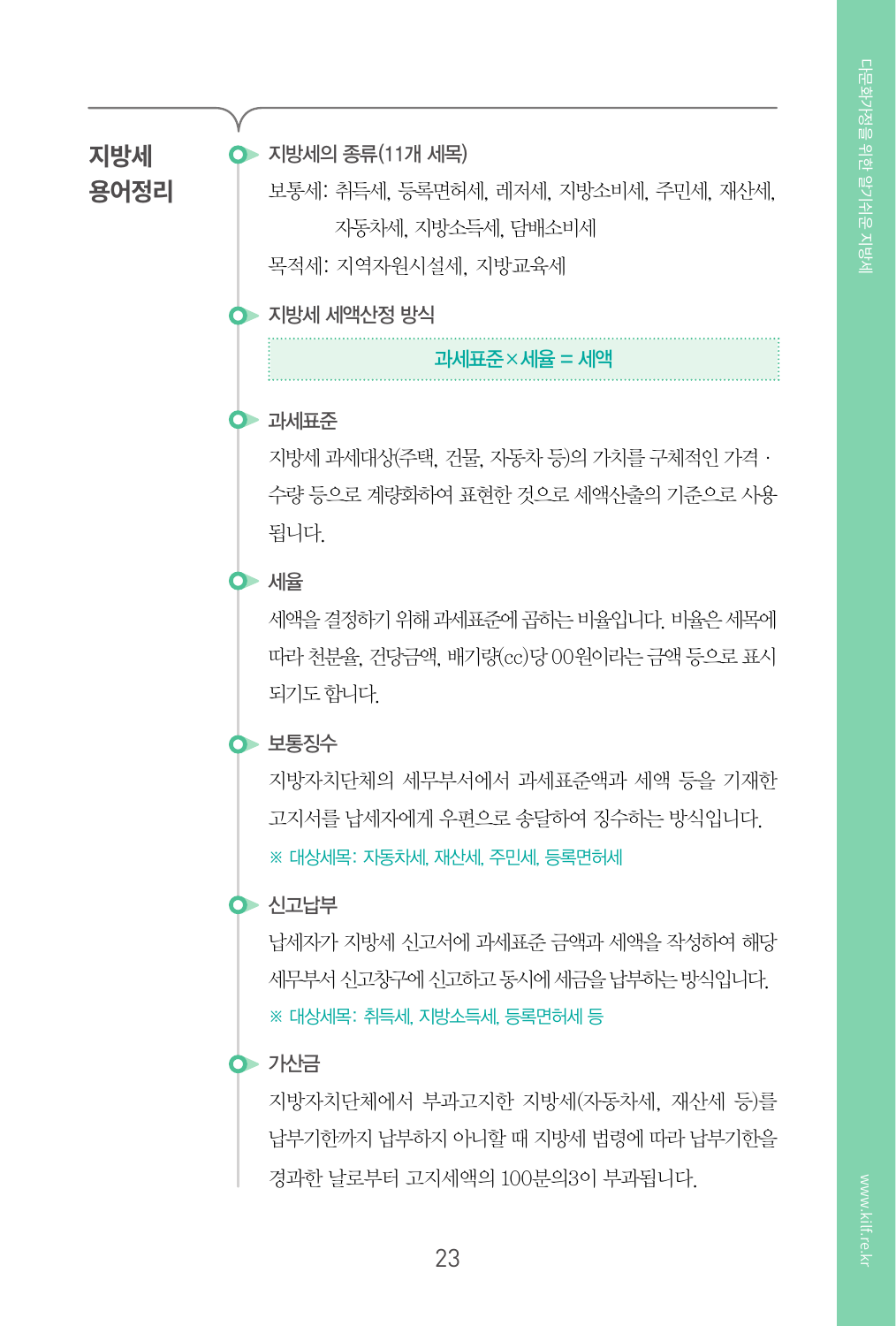## 지방세 용어정리

### 지방세의 종류(11개 세목)

보통세: 취득세, 등록면허세, 레저세, 지방소비세, 주민세, 재산세, 자동차세, 지방소득세, 담배소비세

목적세: 지역자원시설세, 지방교육세

### 지방세 세액산정 방식

**과세표준×세율 = 세액**

### 과세표준

지방세 과세대상(주택, 건물, 자동차 등)의 가치를 구체적인 가격 · 수량 등으로 계량화하여 표현한 것으로 세액산출의 기준으로 사용됩니다.

### 세율

세액을 결정하기 위해 과세표준에 곱하는 비율입니다. 비율은 세목에 따라 천분율, 건당금액, 배기량(cc)당 00원이라는 금액 등으로 표시되기도 합니다.

### 보통징수

지방자치단체의 세무부서에서 과세표준액과 세액 등을 기재한 고지서를 납세자에게 우편으로 송달하여 징수하는 방식입니다.

※ 대상세목: 자동차세, 재산세, 주민세, 등록면허세

### 신고납부

납세자가 지방세 신고서에 과세표준 금액과 세액을 작성하여 해당 세무부서 신고창구에 신고하고 동시에 세금을 납부하는 방식입니다.

※ 대상세목: 취득세, 지방소득세, 등록면허세 등

### 가산금

지방자치단체에서 부과고지한 지방세(자동차세, 재산세 등)를 납부기한까지 납부하지 아니할 때 지방세 법령에 따라 납부기한을 경과한 날로부터 고지세액의 100분의3이 부과됩니다.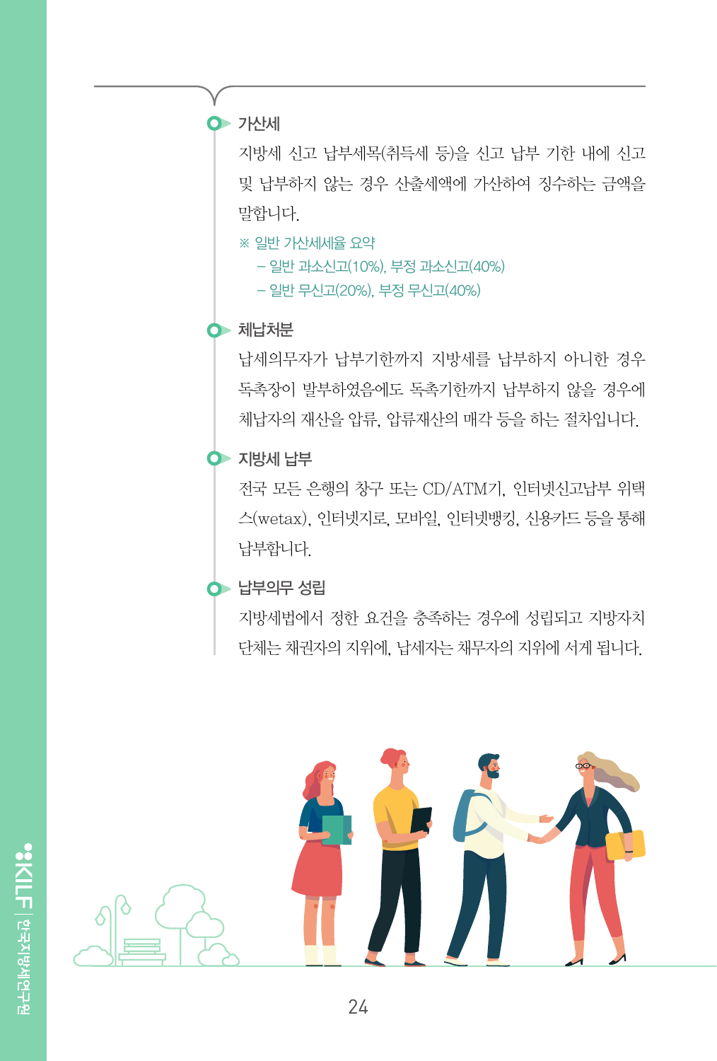### 가산세

지방세 신고 납부세목(취득세 등)을 신고 납부 기한 내에 신고 및 납부하지 않는 경우 산출세액에 가산하여 징수하는 금액을 말합니다.

※ 일반 가산세세율 요약
- 일반 과소신고(10%), 부정 과소신고(40%)
- 일반 무신고(20%), 부정 무신고(40%)

### 체납처분

납세의무자가 납부기한까지 지방세를 납부하지 아니한 경우 독촉장이 발부하였음에도 독촉기한까지 납부하지 않을 경우에 체납자의 재산을 압류, 압류재산의 매각 등을 하는 절차입니다.

### 지방세 납부

전국 모든 은행의 창구 또는 CD/ATM기, 인터넷신고납부 위택스(wetax), 인터넷지로, 모바일, 인터넷뱅킹, 신용카드 등을 통해 납부합니다.

### 납부의무 성립

지방세법에서 정한 요건을 충족하는 경우에 성립되고 지방자치단체는 채권자의 지위에, 납세자는 채무자의 지위에 서게 됩니다.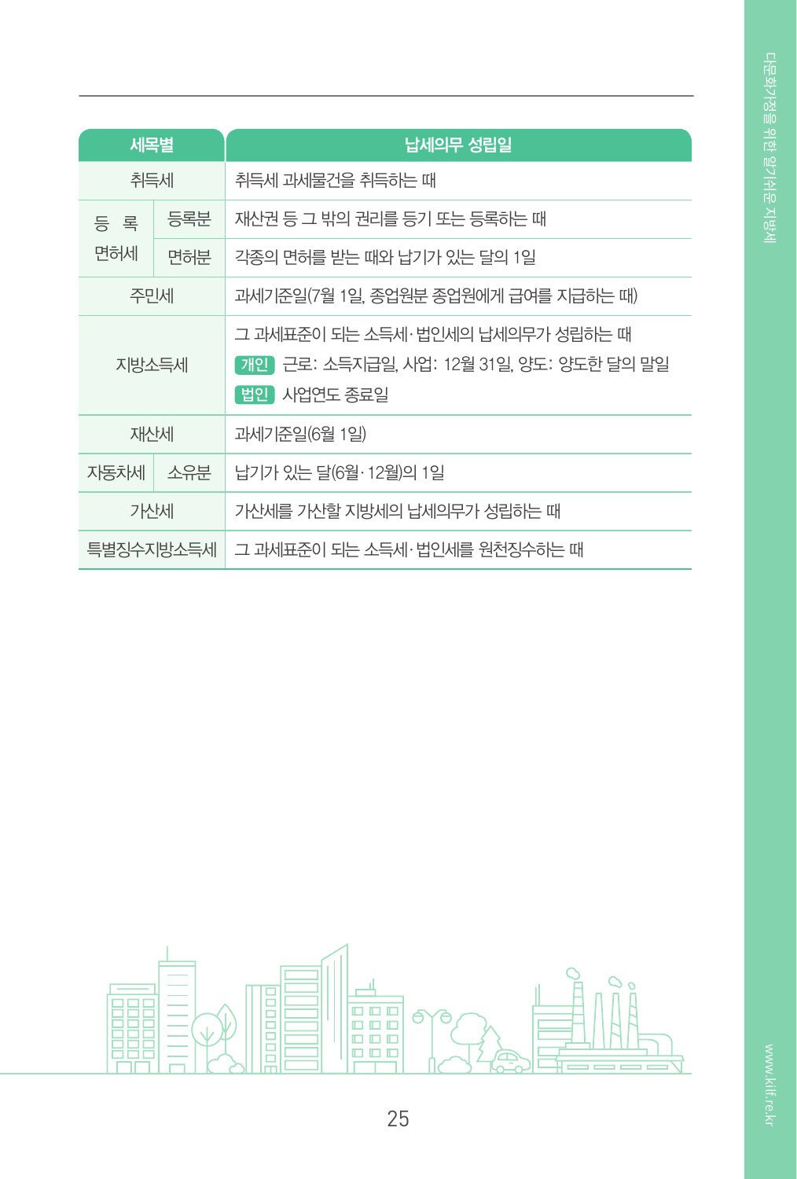| 세목별 | | 납세의무 성립일 |
| --- | --- | --- |
| 취득세 | | 취득세 과세물건을 취득하는 때 |
| 등 록 면허세 | 등록분 | 재산권 등 그 밖의 권리를 등기 또는 등록하는 때 |
| | 면허분 | 각종의 면허를 받는 때와 납기가 있는 달의 1일 |
| 주민세 | | 과세기준일(7월 1일, 종업원분 종업원에게 급여를 지급하는 때) |
| 지방소득세 | | 그 과세표준이 되는 소득세·법인세의 납세의무가 성립하는 때<br>개인 근로: 소득지급일, 사업: 12월 31일, 양도: 양도한 달의 말일<br>법인 사업연도 종료일 |
| 재산세 | | 과세기준일(6월 1일) |
| 자동차세 | 소유분 | 납기가 있는 달(6월·12월)의 1일 |
| 가산세 | | 가산세를 가산할 지방세의 납세의무가 성립하는 때 |
| 특별징수지방소득세 | | 그 과세표준이 되는 소득세·법인세를 원천징수하는 때 |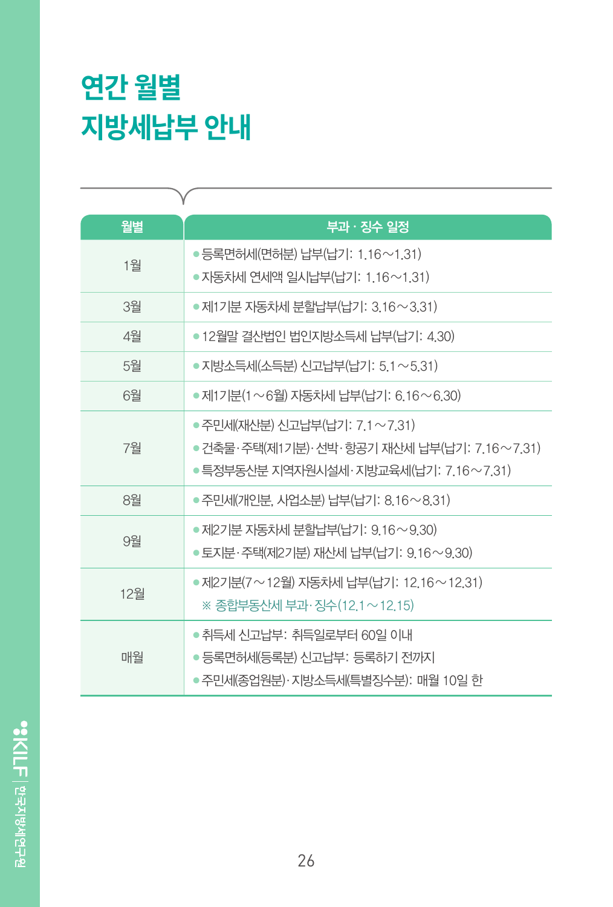# 연간 월별 지방세납부 안내

| 월별 | 부과 · 징수 일정 |
|---|---|
| 1월 | ● 등록면허세(면허분) 납부(납기: 1.16～1.31)<br>● 자동차세 연세액 일시납부(납기: 1.16～1.31) |
| 3월 | ● 제1기분 자동차세 분할납부(납기: 3.16～3.31) |
| 4월 | ● 12월말 결산법인 법인지방소득세 납부(납기: 4.30) |
| 5월 | ● 지방소득세(소득분) 신고납부(납기: 5.1～5.31) |
| 6월 | ● 제1기분(1～6월) 자동차세 납부(납기: 6.16～6.30) |
| 7월 | ● 주민세(재산분) 신고납부(납기: 7.1～7.31)<br>● 건축물·주택(제1기분)·선박·항공기 재산세 납부(납기: 7.16～7.31)<br>● 특정부동산분 지역자원시설세·지방교육세(납기: 7.16～7.31) |
| 8월 | ● 주민세(개인분, 사업소분) 납부(납기: 8.16～8.31) |
| 9월 | ● 제2기분 자동차세 분할납부(납기: 9.16～9.30)<br>● 토지분·주택(제2기분) 재산세 납부(납기: 9.16～9.30) |
| 12월 | ● 제2기분(7～12월) 자동차세 납부(납기: 12.16～12.31)<br>※ 종합부동산세 부과·징수(12.1～12.15) |
| 매월 | ● 취득세 신고납부: 취득일로부터 60일 이내<br>● 등록면허세(등록분) 신고납부: 등록하기 전까지<br>● 주민세(종업원분)·지방소득세(특별징수분): 매월 10일 한 |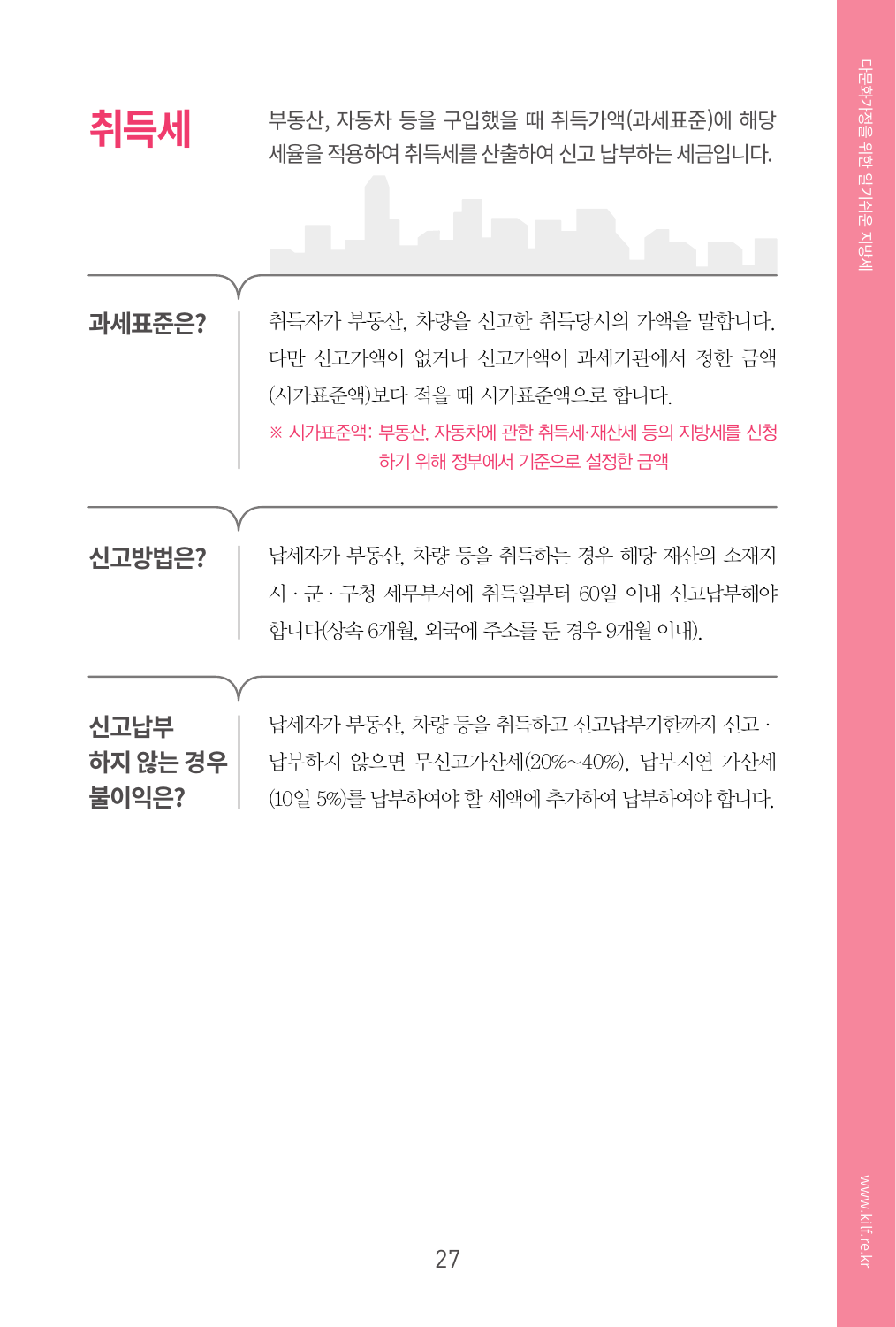# 취득세

부동산, 자동차 등을 구입했을 때 취득가액(과세표준)에 해당 세율을 적용하여 취득세를 산출하여 신고 납부하는 세금입니다.

## 과세표준은?

취득자가 부동산, 차량을 신고한 취득당시의 가액을 말합니다. 다만 신고가액이 없거나 신고가액이 과세기관에서 정한 금액(시가표준액)보다 적을 때 시가표준액으로 합니다.

※ 시가표준액: 부동산, 자동차에 관한 취득세·재산세 등의 지방세를 신청하기 위해 정부에서 기준으로 설정한 금액

## 신고방법은?

납세자가 부동산, 차량 등을 취득하는 경우 해당 재산의 소재지 시 · 군 · 구청 세무부서에 취득일부터 60일 이내 신고납부해야 합니다(상속 6개월, 외국에 주소를 둔 경우 9개월 이내).

## 신고납부 하지 않는 경우 불이익은?

납세자가 부동산, 차량 등을 취득하고 신고납부기한까지 신고 · 납부하지 않으면 무신고가산세(20%~40%), 납부지연 가산세(10일 5%)를 납부하여야 할 세액에 추가하여 납부하여야 합니다.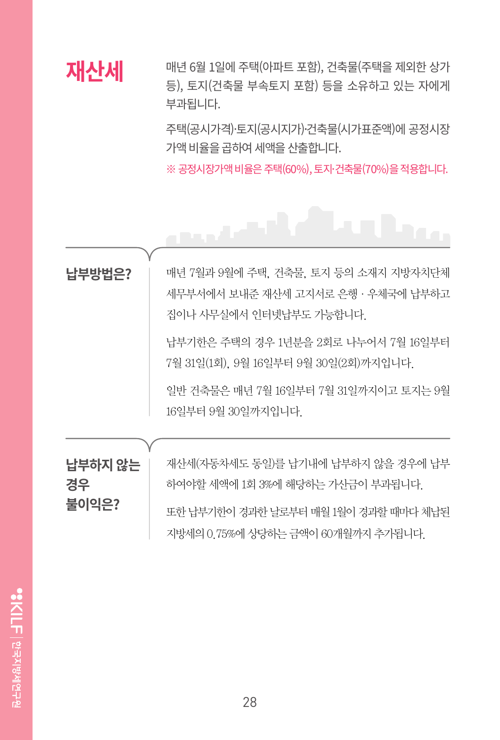## 재산세

매년 6월 1일에 주택(아파트 포함), 건축물(주택을 제외한 상가 등), 토지(건축물 부속토지 포함) 등을 소유하고 있는 자에게 부과됩니다.

주택(공시가격)·토지(공시지가)·건축물(시가표준액)에 공정시장가액 비율을 곱하여 세액을 산출합니다.

※ 공정시장가액 비율은 주택(60%), 토지·건축물(70%)을 적용합니다.

### 납부방법은?

매년 7월과 9월에 주택, 건축물, 토지 등의 소재지 지방자치단체 세무부서에서 보내준 재산세 고지서로 은행 · 우체국에 납부하고 집이나 사무실에서 인터넷납부도 가능합니다.

납부기한은 주택의 경우 1년분을 2회로 나누어서 7월 16일부터 7월 31일(1회), 9월 16일부터 9월 30일(2회)까지입니다.

일반 건축물은 매년 7월 16일부터 7월 31일까지이고 토지는 9월 16일부터 9월 30일까지입니다.

### 납부하지 않는 경우 불이익은?

재산세(자동차세도 동일)를 납기내에 납부하지 않을 경우에 납부하여야할 세액에 1회 3%에 해당하는 가산금이 부과됩니다.

또한 납부기한이 경과한 날로부터 매월 1월이 경과할 때마다 체납된 지방세의 0.75%에 상당하는 금액이 60개월까지 추가됩니다.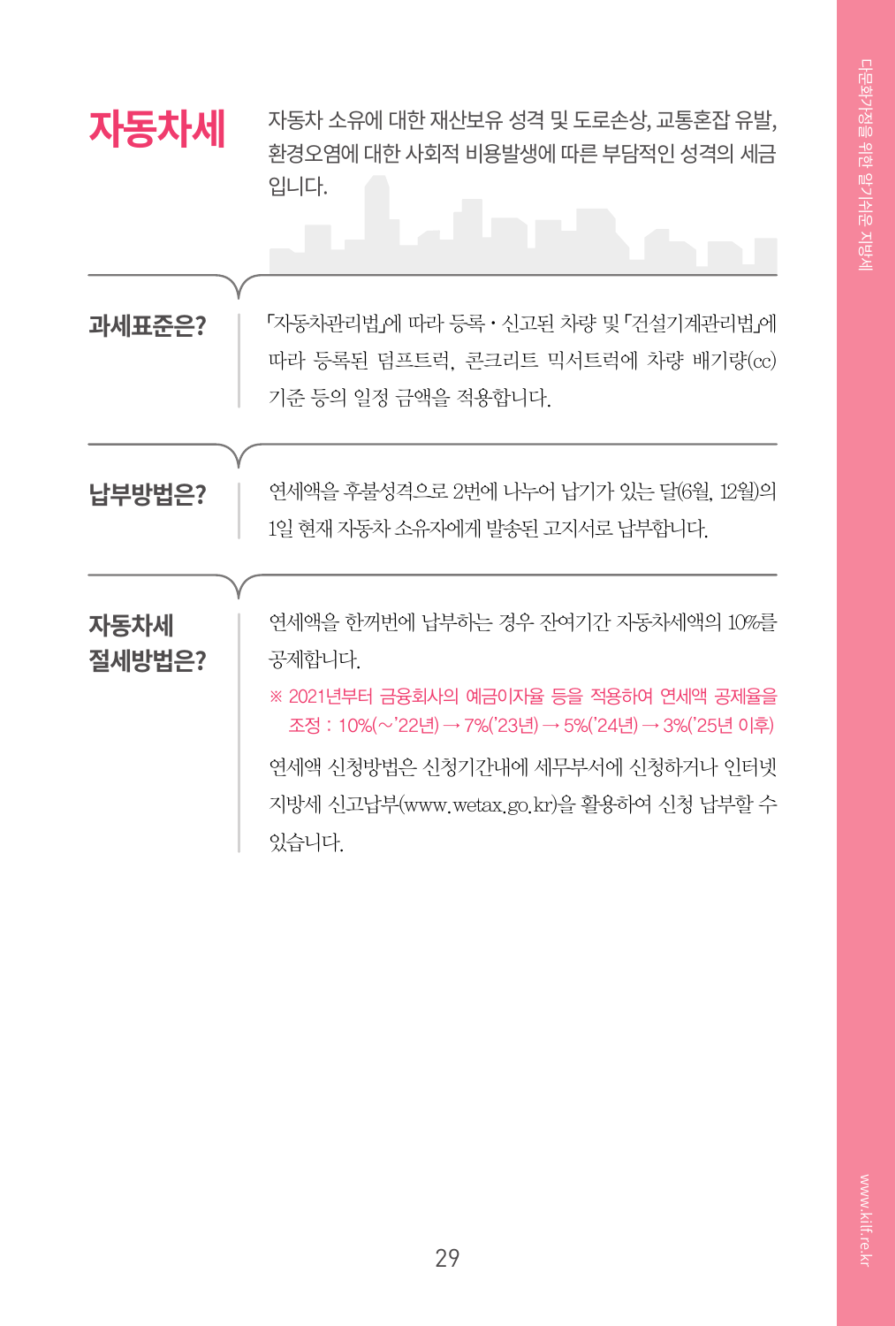# 자동차세

자동차 소유에 대한 재산보유 성격 및 도로손상, 교통혼잡 유발, 환경오염에 대한 사회적 비용발생에 따른 부담적인 성격의 세금입니다.

**과세표준은?**

「자동차관리법」에 따라 등록·신고된 차량 및 「건설기계관리법」에 따라 등록된 덤프트럭, 콘크리트 믹서트럭에 차량 배기량(cc) 기준 등의 일정 금액을 적용합니다.

**납부방법은?**

연세액을 후불성격으로 2번에 나누어 납기가 있는 달(6월, 12월)의 1일 현재 자동차 소유자에게 발송된 고지서로 납부합니다.

**자동차세 절세방법은?**

연세액을 한꺼번에 납부하는 경우 잔여기간 자동차세액의 10%를 공제합니다.

※ 2021년부터 금융회사의 예금이자율 등을 적용하여 연세액 공제율을 조정 : 10%(~'22년) → 7%('23년) → 5%('24년) → 3%('25년 이후)

연세액 신청방법은 신청기간내에 세무부서에 신청하거나 인터넷 지방세 신고납부(www.wetax.go.kr)을 활용하여 신청 납부할 수 있습니다.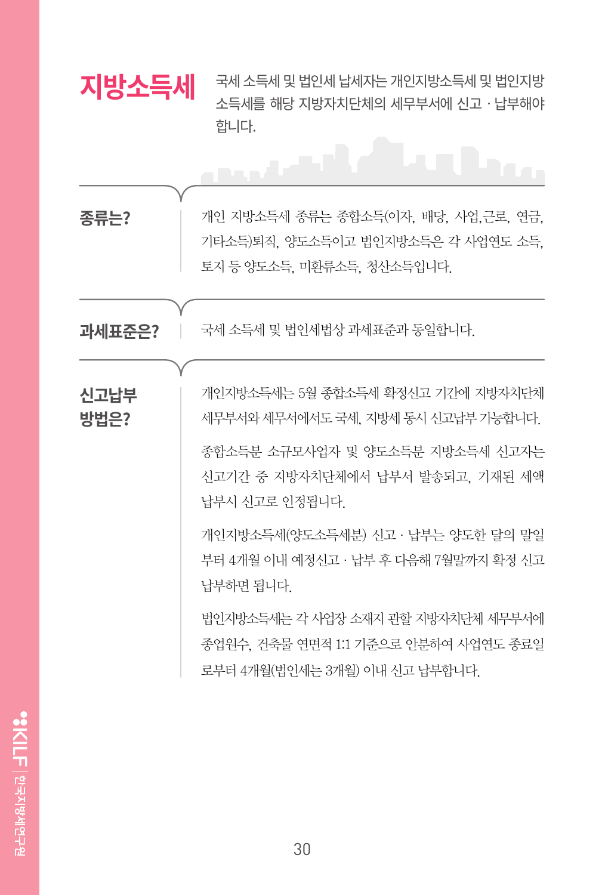# 지방소득세

국세 소득세 및 법인세 납세자는 개인지방소득세 및 법인지방소득세를 해당 지방자치단체의 세무부서에 신고 · 납부해야 합니다.

**종류는?**

개인 지방소득세 종류는 종합소득(이자, 배당, 사업,근로, 연금, 기타소득)퇴직, 양도소득이고 법인지방소득은 각 사업연도 소득, 토지 등 양도소득, 미환류소득, 청산소득입니다.

**과세표준은?**

국세 소득세 및 법인세법상 과세표준과 동일합니다.

**신고납부 방법은?**

개인지방소득세는 5월 종합소득세 확정신고 기간에 지방자치단체 세무부서와 세무서에서도 국세, 지방세 동시 신고납부 가능합니다.

종합소득분 소규모사업자 및 양도소득분 지방소득세 신고자는 신고기간 중 지방자치단체에서 납부서 발송되고, 기재된 세액 납부시 신고로 인정됩니다.

개인지방소득세(양도소득세분) 신고 · 납부는 양도한 달의 말일부터 4개월 이내 예정신고 · 납부 후 다음해 7월말까지 확정 신고 납부하면 됩니다.

법인지방소득세는 각 사업장 소재지 관할 지방자치단체 세무부서에 종업원수, 건축물 연면적 1:1 기준으로 안분하여 사업연도 종료일로부터 4개월(법인세는 3개월) 이내 신고 납부합니다.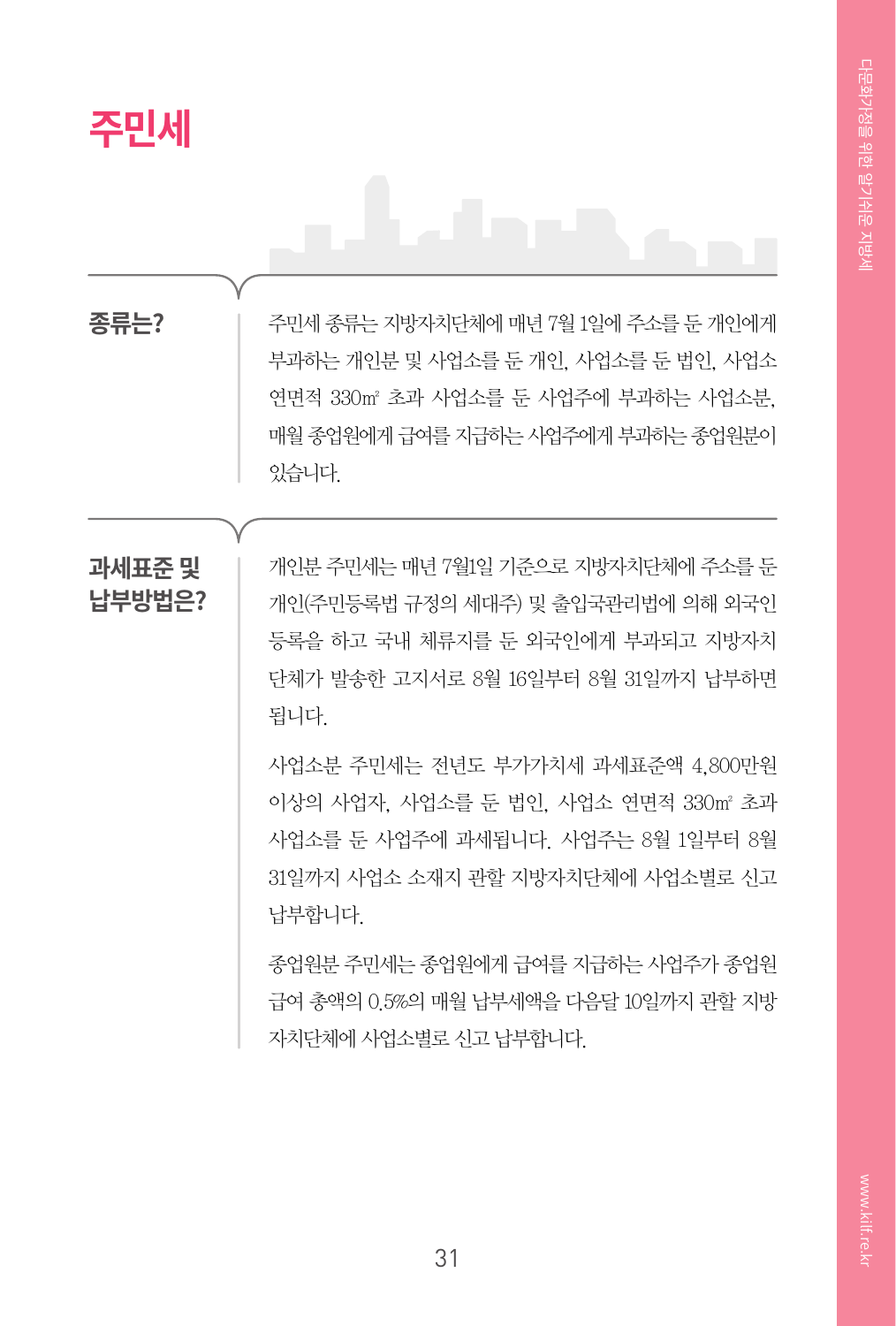# 주민세

## 종류는?

주민세 종류는 지방자치단체에 매년 7월 1일에 주소를 둔 개인에게 부과하는 개인분 및 사업소를 둔 개인, 사업소를 둔 법인, 사업소 연면적 330㎡ 초과 사업소를 둔 사업주에 부과하는 사업소분, 매월 종업원에게 급여를 지급하는 사업주에게 부과하는 종업원분이 있습니다.

## 과세표준 및 납부방법은?

개인분 주민세는 매년 7월1일 기준으로 지방자치단체에 주소를 둔 개인(주민등록법 규정의 세대주) 및 출입국관리법에 의해 외국인 등록을 하고 국내 체류지를 둔 외국인에게 부과되고 지방자치단체가 발송한 고지서로 8월 16일부터 8월 31일까지 납부하면 됩니다.

사업소분 주민세는 전년도 부가가치세 과세표준액 4,800만원 이상의 사업자, 사업소를 둔 법인, 사업소 연면적 330㎡ 초과 사업소를 둔 사업주에 과세됩니다. 사업주는 8월 1일부터 8월 31일까지 사업소 소재지 관할 지방자치단체에 사업소별로 신고 납부합니다.

종업원분 주민세는 종업원에게 급여를 지급하는 사업주가 종업원 급여 총액의 0.5%의 매월 납부세액을 다음달 10일까지 관할 지방자치단체에 사업소별로 신고 납부합니다.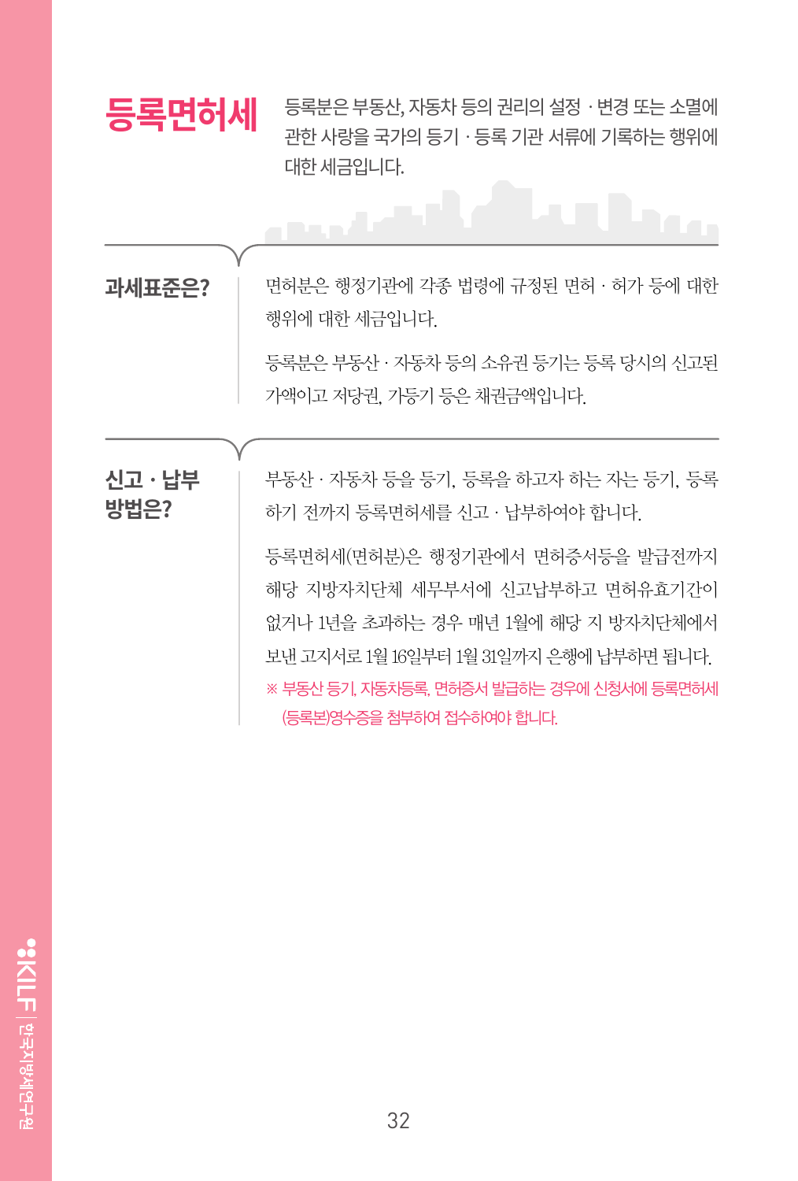## 등록면허세

등록분은 부동산, 자동차 등의 권리의 설정 · 변경 또는 소멸에 관한 사랑을 국가의 등기 · 등록 기관 서류에 기록하는 행위에 대한 세금입니다.

### 과세표준은?

면허분은 행정기관에 각종 법령에 규정된 면허 · 허가 등에 대한 행위에 대한 세금입니다.

등록분은 부동산 · 자동차 등의 소유권 등기는 등록 당시의 신고된 가액이고 저당권, 가등기 등은 채권금액입니다.

### 신고 · 납부 방법은?

부동산 · 자동차 등을 등기, 등록을 하고자 하는 자는 등기, 등록하기 전까지 등록면허세를 신고 · 납부하여야 합니다.

등록면허세(면허분)은 행정기관에서 면허증서등을 발급전까지 해당 지방자치단체 세무부서에 신고납부하고 면허유효기간이 없거나 1년을 초과하는 경우 매년 1월에 해당 지 방자치단체에서 보낸 고지서로 1월 16일부터 1월 31일까지 은행에 납부하면 됩니다.

※ 부동산 등기, 자동차등록, 면허증서 발급하는 경우에 신청서에 등록면허세(등록분)영수증을 첨부하여 접수하여야 합니다.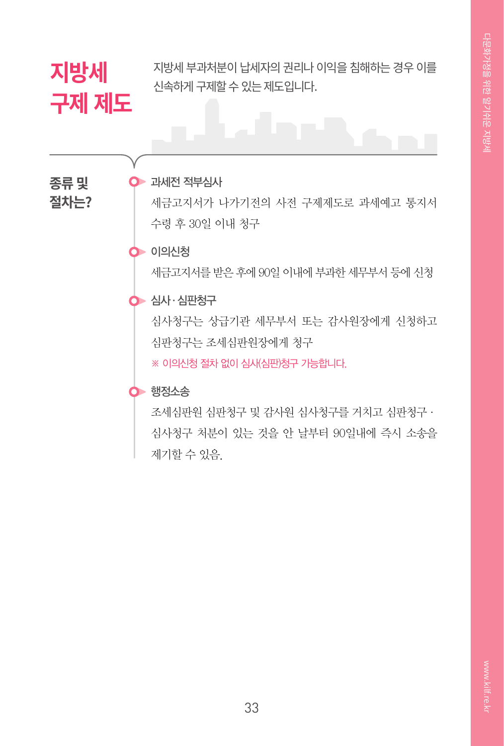# 지방세 구제 제도

지방세 부과처분이 납세자의 권리나 이익을 침해하는 경우 이를 신속하게 구제할 수 있는 제도입니다.

## 종류 및 절차는?

### 과세전 적부심사

세금고지서가 나가기전의 사전 구제제도로 과세예고 통지서 수령 후 30일 이내 청구

### 이의신청

세금고지서를 받은 후에 90일 이내에 부과한 세무부서 등에 신청

### 심사 · 심판청구

심사청구는 상급기관 세무부서 또는 감사원장에게 신청하고 심판청구는 조세심판원장에게 청구

※ 이의신청 절차 없이 심사(심판)청구 가능합니다.

### 행정소송

조세심판원 심판청구 및 감사원 심사청구를 거치고 심판청구 · 심사청구 처분이 있는 것을 안 날부터 90일내에 즉시 소송을 제기할 수 있음.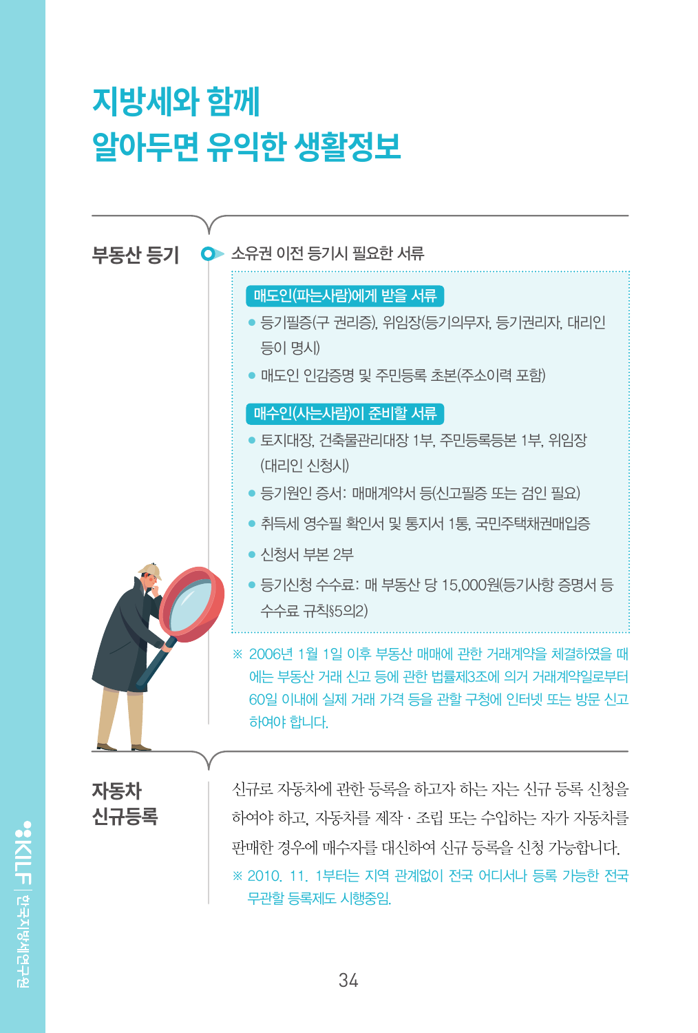# 지방세와 함께 알아두면 유익한 생활정보

## 부동산 등기

**소유권 이전 등기시 필요한 서류**

**매도인(파는사람)에게 받을 서류**

- 등기필증(구 권리증), 위임장(등기의무자, 등기권리자, 대리인 등이 명시)
- 매도인 인감증명 및 주민등록 초본(주소이력 포함)

**매수인(사는사람)이 준비할 서류**

- 토지대장, 건축물관리대장 1부, 주민등록등본 1부, 위임장(대리인 신청시)
- 등기원인 증서: 매매계약서 등(신고필증 또는 검인 필요)
- 취득세 영수필 확인서 및 통지서 1통, 국민주택채권매입증
- 신청서 부본 2부
- 등기신청 수수료: 매 부동산 당 15,000원(등기사항 증명서 등 수수료 규칙§5의2)

※ 2006년 1월 1일 이후 부동산 매매에 관한 거래계약을 체결하였을 때에는 부동산 거래 신고 등에 관한 법률제3조에 의거 거래계약일로부터 60일 이내에 실제 거래 가격 등을 관할 구청에 인터넷 또는 방문 신고하여야 합니다.

## 자동차 신규등록

신규로 자동차에 관한 등록을 하고자 하는 자는 신규 등록 신청을 하여야 하고, 자동차를 제작 · 조립 또는 수입하는 자가 자동차를 판매한 경우에 매수자를 대신하여 신규 등록을 신청 가능합니다.

※ 2010. 11. 1부터는 지역 관계없이 전국 어디서나 등록 가능한 전국 무관할 등록제도 시행중임.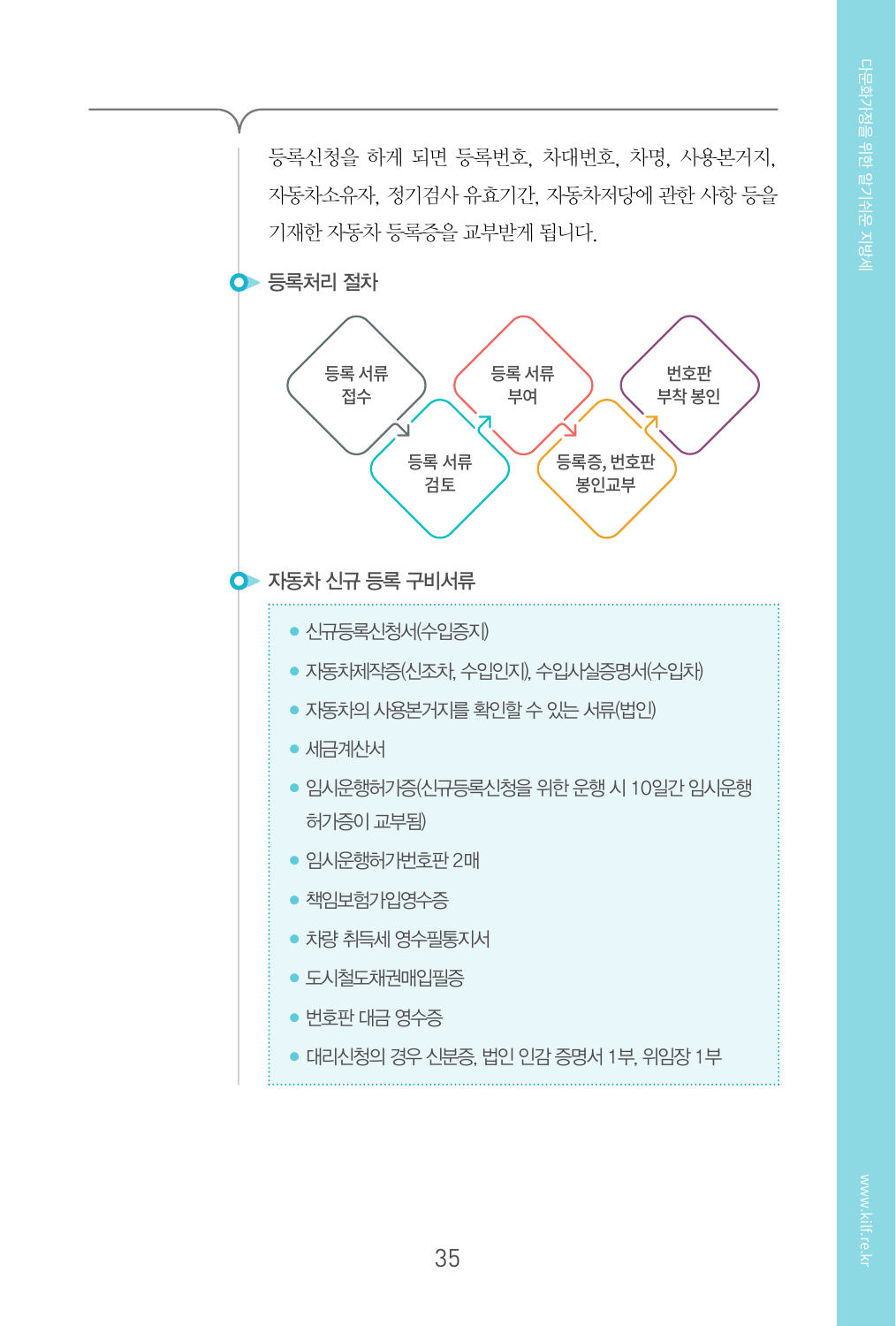등록신청을 하게 되면 등록번호, 차대번호, 차명, 사용본거지, 자동차소유자, 정기검사 유효기간, 자동차저당에 관한 사항 등을 기재한 자동차 등록증을 교부받게 됩니다.

## 등록처리 절차

등록 서류 접수 → 등록 서류 검토 → 등록 서류 부여 → 등록증, 번호판 봉인교부 → 번호판 부착 봉인

## 자동차 신규 등록 구비서류

- 신규등록신청서(수입증지)
- 자동차제작증(신조차, 수입인지), 수입사실증명서(수입차)
- 자동차의 사용본거지를 확인할 수 있는 서류(법인)
- 세금계산서
- 임시운행허가증(신규등록신청을 위한 운행 시 10일간 임시운행 허가증이 교부됨)
- 임시운행허가번호판 2매
- 책임보험가입영수증
- 차량 취득세 영수필통지서
- 도시철도채권매입필증
- 번호판 대금 영수증
- 대리신청의 경우 신분증, 법인 인감 증명서 1부, 위임장 1부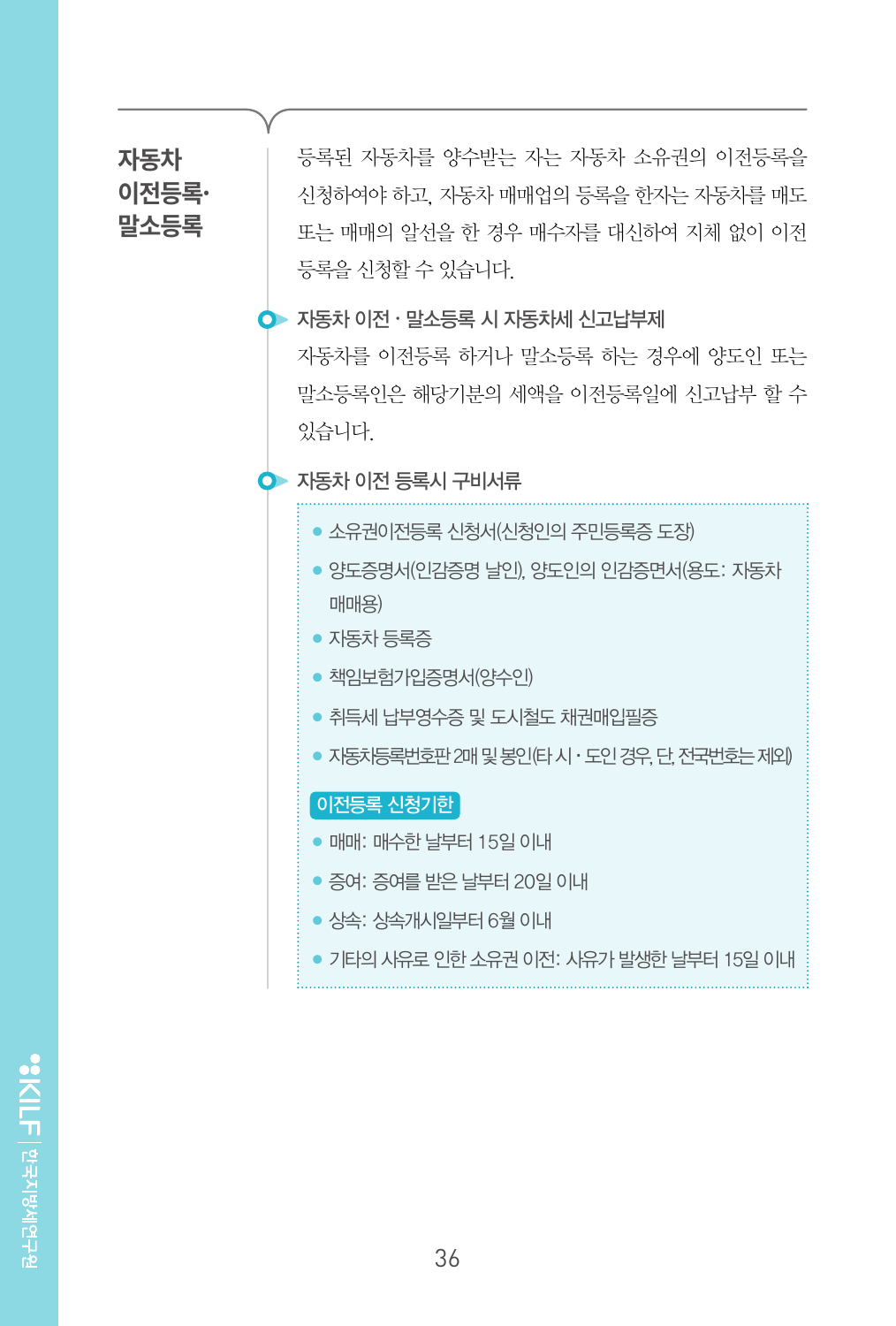## 자동차 이전등록·말소등록

등록된 자동차를 양수받는 자는 자동차 소유권의 이전등록을 신청하여야 하고, 자동차 매매업의 등록을 한자는 자동차를 매도 또는 매매의 알선을 한 경우 매수자를 대신하여 지체 없이 이전등록을 신청할 수 있습니다.

### 자동차 이전 · 말소등록 시 자동차세 신고납부제

자동차를 이전등록 하거나 말소등록 하는 경우에 양도인 또는 말소등록인은 해당기분의 세액을 이전등록일에 신고납부 할 수 있습니다.

### 자동차 이전 등록시 구비서류

- 소유권이전등록 신청서(신청인의 주민등록증 도장)
- 양도증명서(인감증명 날인), 양도인의 인감증면서(용도: 자동차 매매용)
- 자동차 등록증
- 책임보험가입증명서(양수인)
- 취득세 납부영수증 및 도시철도 채권매입필증
- 자동차등록번호판 2매 및 봉인(타 시 · 도인 경우, 단, 전국번호는 제외)

**이전등록 신청기한**

- 매매: 매수한 날부터 15일 이내
- 증여: 증여를 받은 날부터 20일 이내
- 상속: 상속개시일부터 6월 이내
- 기타의 사유로 인한 소유권 이전: 사유가 발생한 날부터 15일 이내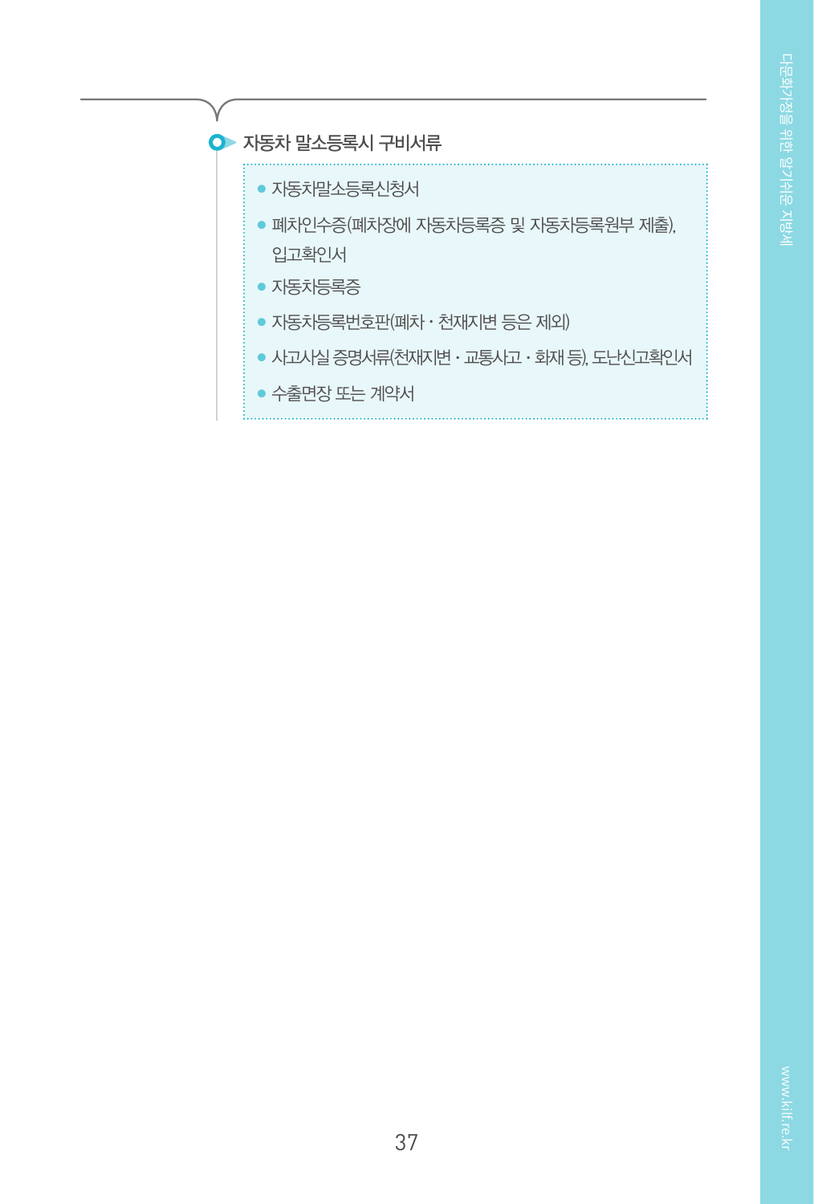### 자동차 말소등록시 구비서류

- 자동차말소등록신청서
- 폐차인수증(폐차장에 자동차등록증 및 자동차등록원부 제출), 입고확인서
- 자동차등록증
- 자동차등록번호판(폐차 · 천재지변 등은 제외)
- 사고사실 증명서류(천재지변 · 교통사고 · 화재 등), 도난신고확인서
- 수출면장 또는 계약서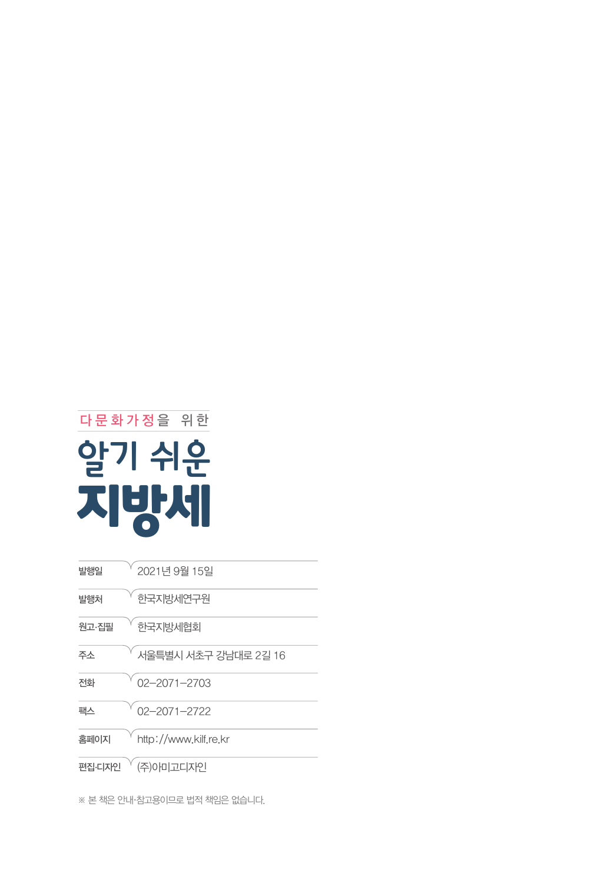다문화가정을 위한

# 알기 쉬운 지방세

| 발행일 | 2021년 9월 15일 |
|---|---|
| 발행처 | 한국지방세연구원 |
| 원고·집필 | 한국지방세협회 |
| 주소 | 서울특별시 서초구 강남대로 2길 16 |
| 전화 | 02-2071-2703 |
| 팩스 | 02-2071-2722 |
| 홈페이지 | http://www.kilf.re.kr |
| 편집·디자인 | (주)아미고디자인 |

※ 본 책은 안내·참고용이므로 법적 책임은 없습니다.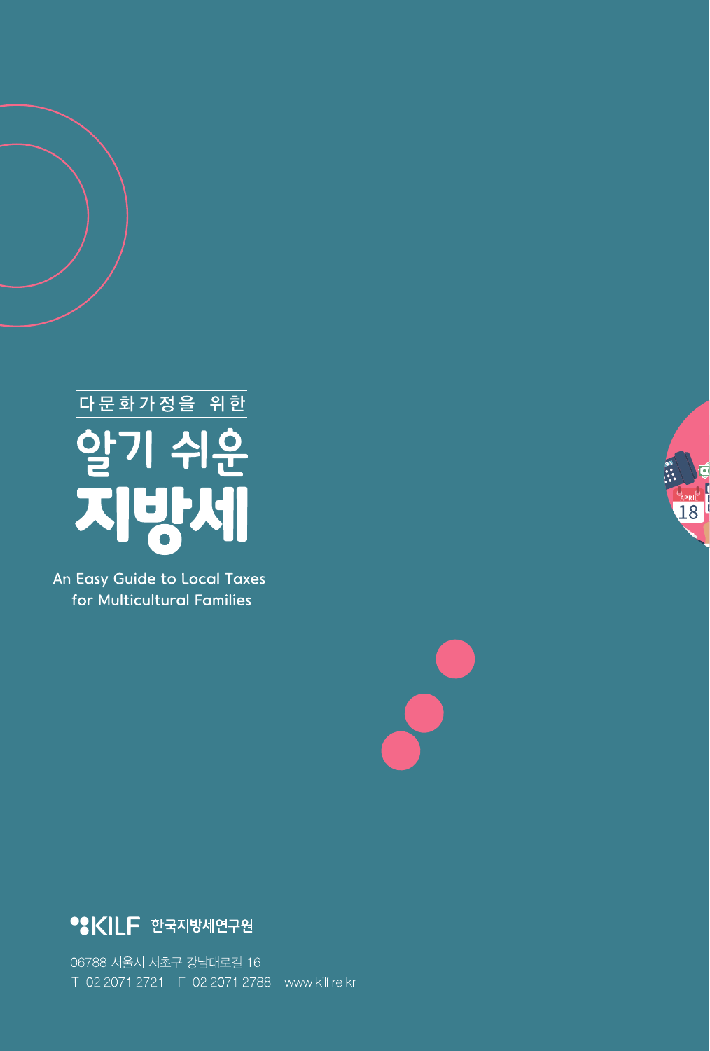다문화가정을 위한

# 알기 쉬운 지방세

An Easy Guide to Local Taxes for Multicultural Families

KILF | 한국지방세연구원

06788 서울시 서초구 강남대로길 16
T. 02.2071.2721 F. 02.2071.2788 www.kilf.re.kr